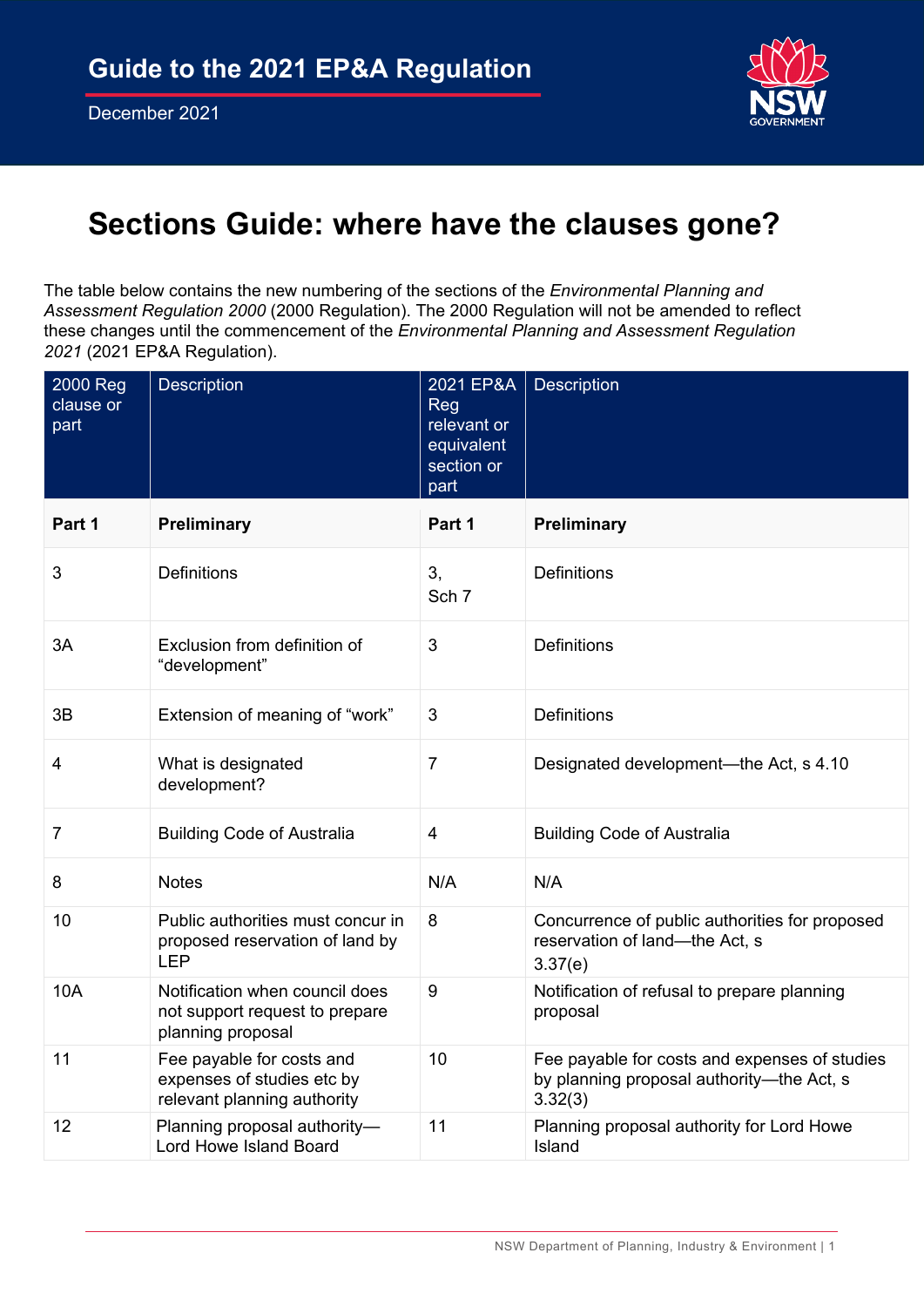# Guide to the 2021 EP&A Regulation

December 2021

## Sections Guide: where have the clauses gone?

The table below contains the new numbering of the sections of the *Environmental Planning and Assessment Regulation 2000* (2000 Regulation). The 2000 Regulation will not be amended to reflect these changes until the commencement of the *Environmental Planning and Assessment Regulation 2021* (2021 EP&A Regulation).

| 2000 Reg clause or part | Description | 2021 EP&A Reg relevant or equivalent section or part | Description |
|---|---|---|---|
| **Part 1** | **Preliminary** | **Part 1** | **Preliminary** |
| 3 | Definitions | 3, Sch 7 | Definitions |
| 3A | Exclusion from definition of "development" | 3 | Definitions |
| 3B | Extension of meaning of "work" | 3 | Definitions |
| 4 | What is designated development? | 7 | Designated development—the Act, s 4.10 |
| 7 | Building Code of Australia | 4 | Building Code of Australia |
| 8 | Notes | N/A | N/A |
| 10 | Public authorities must concur in proposed reservation of land by LEP | 8 | Concurrence of public authorities for proposed reservation of land—the Act, s 3.37(e) |
| 10A | Notification when council does not support request to prepare planning proposal | 9 | Notification of refusal to prepare planning proposal |
| 11 | Fee payable for costs and expenses of studies etc by relevant planning authority | 10 | Fee payable for costs and expenses of studies by planning proposal authority—the Act, s 3.32(3) |
| 12 | Planning proposal authority—Lord Howe Island Board | 11 | Planning proposal authority for Lord Howe Island |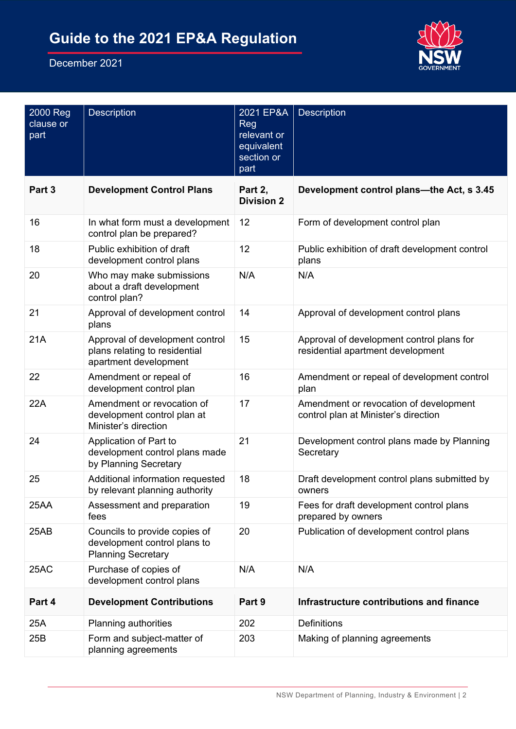| 2000 Reg clause or part | Description | 2021 EP&A Reg relevant or equivalent section or part | Description |
|---|---|---|---|
| **Part 3** | **Development Control Plans** | **Part 2, Division 2** | **Development control plans—the Act, s 3.45** |
| 16 | In what form must a development control plan be prepared? | 12 | Form of development control plan |
| 18 | Public exhibition of draft development control plans | 12 | Public exhibition of draft development control plans |
| 20 | Who may make submissions about a draft development control plan? | N/A | N/A |
| 21 | Approval of development control plans | 14 | Approval of development control plans |
| 21A | Approval of development control plans relating to residential apartment development | 15 | Approval of development control plans for residential apartment development |
| 22 | Amendment or repeal of development control plan | 16 | Amendment or repeal of development control plan |
| 22A | Amendment or revocation of development control plan at Minister's direction | 17 | Amendment or revocation of development control plan at Minister's direction |
| 24 | Application of Part to development control plans made by Planning Secretary | 21 | Development control plans made by Planning Secretary |
| 25 | Additional information requested by relevant planning authority | 18 | Draft development control plans submitted by owners |
| 25AA | Assessment and preparation fees | 19 | Fees for draft development control plans prepared by owners |
| 25AB | Councils to provide copies of development control plans to Planning Secretary | 20 | Publication of development control plans |
| 25AC | Purchase of copies of development control plans | N/A | N/A |
| **Part 4** | **Development Contributions** | **Part 9** | **Infrastructure contributions and finance** |
| 25A | Planning authorities | 202 | Definitions |
| 25B | Form and subject-matter of planning agreements | 203 | Making of planning agreements |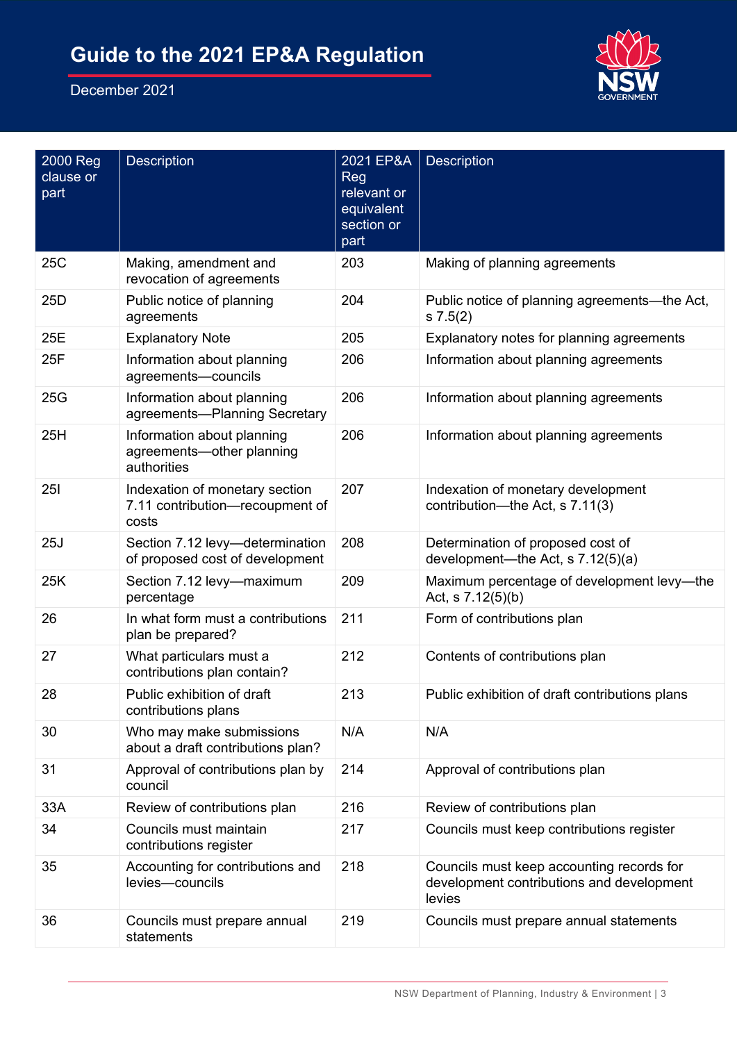| 2000 Reg clause or part | Description | 2021 EP&A Reg relevant or equivalent section or part | Description |
|---|---|---|---|
| 25C | Making, amendment and revocation of agreements | 203 | Making of planning agreements |
| 25D | Public notice of planning agreements | 204 | Public notice of planning agreements—the Act, s 7.5(2) |
| 25E | Explanatory Note | 205 | Explanatory notes for planning agreements |
| 25F | Information about planning agreements—councils | 206 | Information about planning agreements |
| 25G | Information about planning agreements—Planning Secretary | 206 | Information about planning agreements |
| 25H | Information about planning agreements—other planning authorities | 206 | Information about planning agreements |
| 25I | Indexation of monetary section 7.11 contribution—recoupment of costs | 207 | Indexation of monetary development contribution—the Act, s 7.11(3) |
| 25J | Section 7.12 levy—determination of proposed cost of development | 208 | Determination of proposed cost of development—the Act, s 7.12(5)(a) |
| 25K | Section 7.12 levy—maximum percentage | 209 | Maximum percentage of development levy—the Act, s 7.12(5)(b) |
| 26 | In what form must a contributions plan be prepared? | 211 | Form of contributions plan |
| 27 | What particulars must a contributions plan contain? | 212 | Contents of contributions plan |
| 28 | Public exhibition of draft contributions plans | 213 | Public exhibition of draft contributions plans |
| 30 | Who may make submissions about a draft contributions plan? | N/A | N/A |
| 31 | Approval of contributions plan by council | 214 | Approval of contributions plan |
| 33A | Review of contributions plan | 216 | Review of contributions plan |
| 34 | Councils must maintain contributions register | 217 | Councils must keep contributions register |
| 35 | Accounting for contributions and levies—councils | 218 | Councils must keep accounting records for development contributions and development levies |
| 36 | Councils must prepare annual statements | 219 | Councils must prepare annual statements |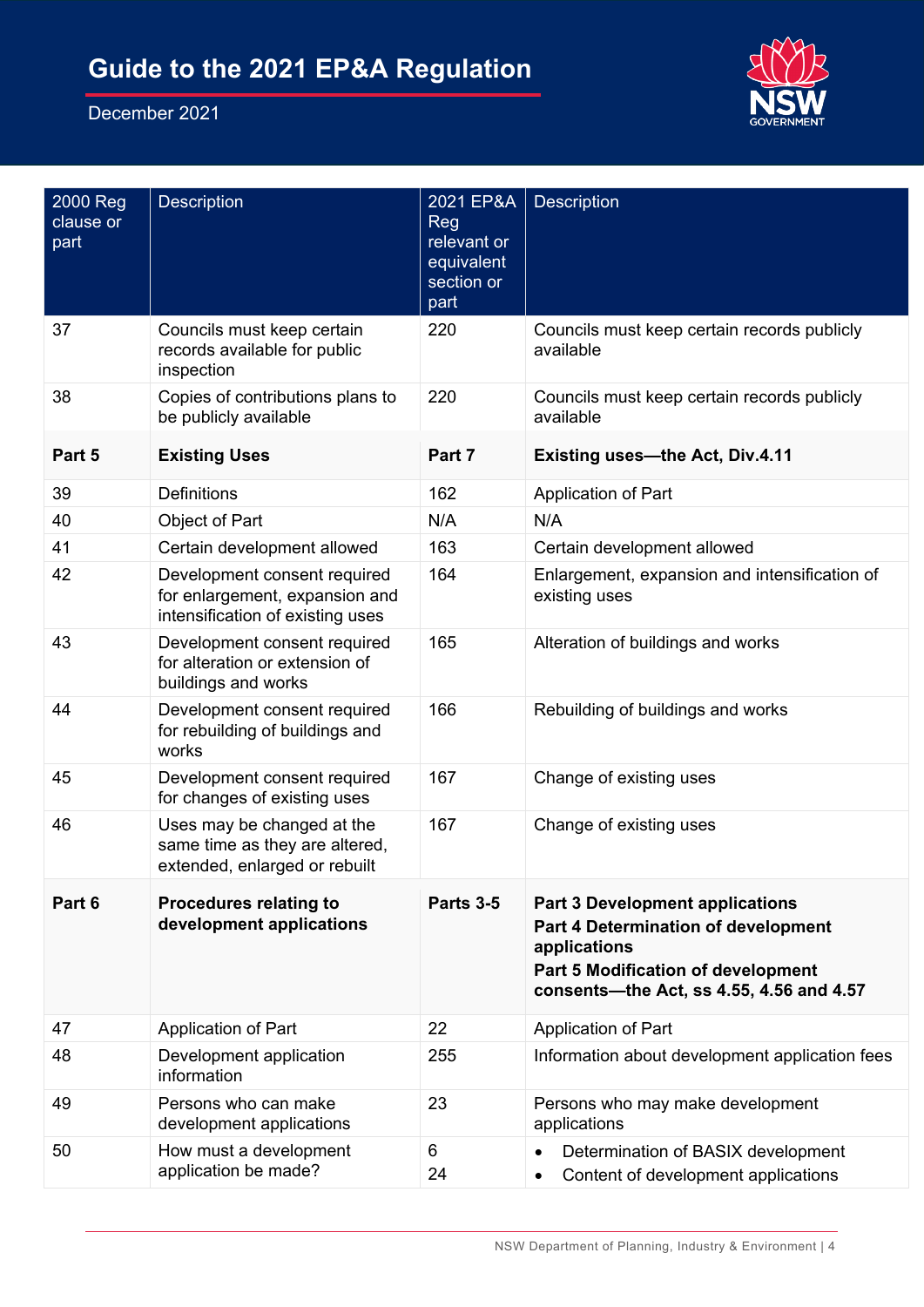| 2000 Reg clause or part | Description | 2021 EP&A Reg relevant or equivalent section or part | Description |
|---|---|---|---|
| 37 | Councils must keep certain records available for public inspection | 220 | Councils must keep certain records publicly available |
| 38 | Copies of contributions plans to be publicly available | 220 | Councils must keep certain records publicly available |
| **Part 5** | **Existing Uses** | **Part 7** | **Existing uses—the Act, Div.4.11** |
| 39 | Definitions | 162 | Application of Part |
| 40 | Object of Part | N/A | N/A |
| 41 | Certain development allowed | 163 | Certain development allowed |
| 42 | Development consent required for enlargement, expansion and intensification of existing uses | 164 | Enlargement, expansion and intensification of existing uses |
| 43 | Development consent required for alteration or extension of buildings and works | 165 | Alteration of buildings and works |
| 44 | Development consent required for rebuilding of buildings and works | 166 | Rebuilding of buildings and works |
| 45 | Development consent required for changes of existing uses | 167 | Change of existing uses |
| 46 | Uses may be changed at the same time as they are altered, extended, enlarged or rebuilt | 167 | Change of existing uses |
| **Part 6** | **Procedures relating to development applications** | **Parts 3-5** | **Part 3 Development applications**<br>**Part 4 Determination of development applications**<br>**Part 5 Modification of development consents—the Act, ss 4.55, 4.56 and 4.57** |
| 47 | Application of Part | 22 | Application of Part |
| 48 | Development application information | 255 | Information about development application fees |
| 49 | Persons who can make development applications | 23 | Persons who may make development applications |
| 50 | How must a development application be made? | 6<br>24 | • Determination of BASIX development<br>• Content of development applications |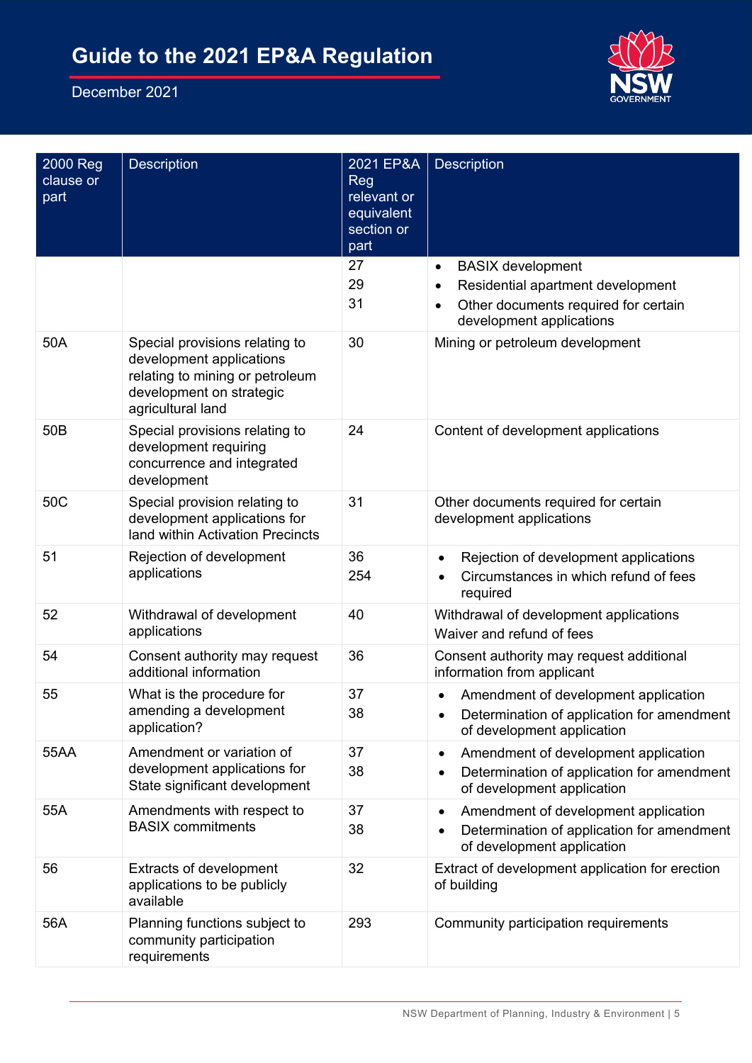| 2000 Reg clause or part | Description | 2021 EP&A Reg relevant or equivalent section or part | Description |
|---|---|---|---|
| | | 27<br>29<br>31 | • BASIX development<br>• Residential apartment development<br>• Other documents required for certain development applications |
| 50A | Special provisions relating to development applications relating to mining or petroleum development on strategic agricultural land | 30 | Mining or petroleum development |
| 50B | Special provisions relating to development requiring concurrence and integrated development | 24 | Content of development applications |
| 50C | Special provision relating to development applications for land within Activation Precincts | 31 | Other documents required for certain development applications |
| 51 | Rejection of development applications | 36<br>254 | • Rejection of development applications<br>• Circumstances in which refund of fees required |
| 52 | Withdrawal of development applications | 40 | Withdrawal of development applications<br>Waiver and refund of fees |
| 54 | Consent authority may request additional information | 36 | Consent authority may request additional information from applicant |
| 55 | What is the procedure for amending a development application? | 37<br>38 | • Amendment of development application<br>• Determination of application for amendment of development application |
| 55AA | Amendment or variation of development applications for State significant development | 37<br>38 | • Amendment of development application<br>• Determination of application for amendment of development application |
| 55A | Amendments with respect to BASIX commitments | 37<br>38 | • Amendment of development application<br>• Determination of application for amendment of development application |
| 56 | Extracts of development applications to be publicly available | 32 | Extract of development application for erection of building |
| 56A | Planning functions subject to community participation requirements | 293 | Community participation requirements |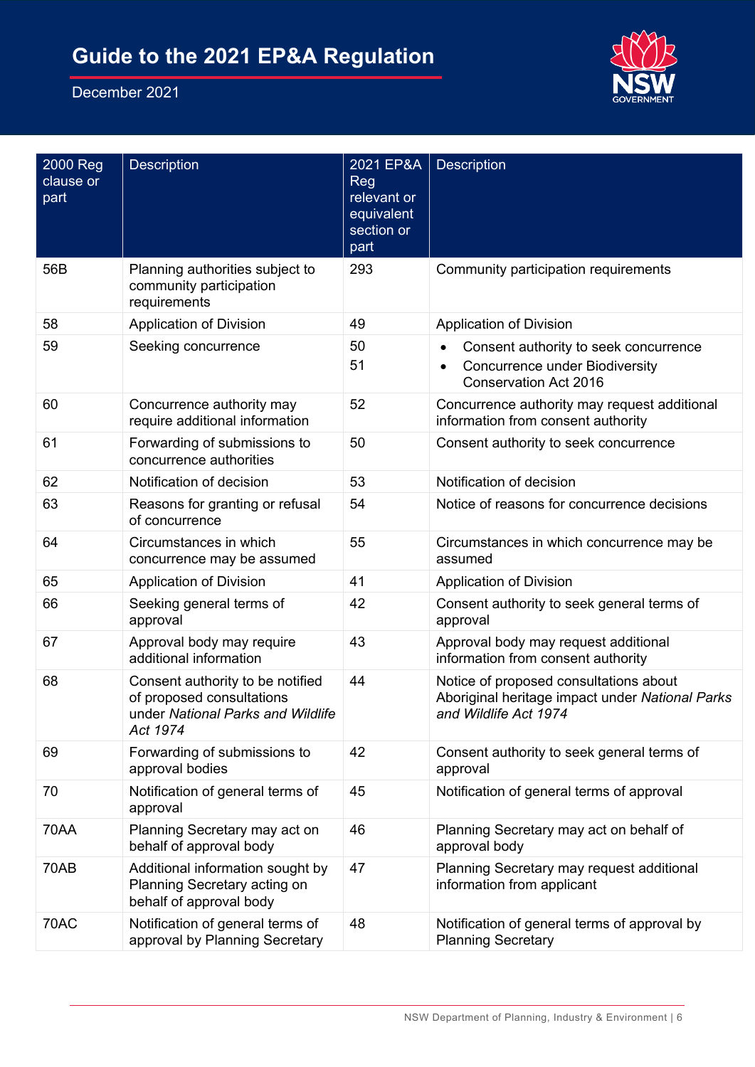# Guide to the 2021 EP&A Regulation

December 2021

| 2000 Reg clause or part | Description | 2021 EP&A Reg relevant or equivalent section or part | Description |
|---|---|---|---|
| 56B | Planning authorities subject to community participation requirements | 293 | Community participation requirements |
| 58 | Application of Division | 49 | Application of Division |
| 59 | Seeking concurrence | 50<br>51 | • Consent authority to seek concurrence<br>• Concurrence under Biodiversity Conservation Act 2016 |
| 60 | Concurrence authority may require additional information | 52 | Concurrence authority may request additional information from consent authority |
| 61 | Forwarding of submissions to concurrence authorities | 50 | Consent authority to seek concurrence |
| 62 | Notification of decision | 53 | Notification of decision |
| 63 | Reasons for granting or refusal of concurrence | 54 | Notice of reasons for concurrence decisions |
| 64 | Circumstances in which concurrence may be assumed | 55 | Circumstances in which concurrence may be assumed |
| 65 | Application of Division | 41 | Application of Division |
| 66 | Seeking general terms of approval | 42 | Consent authority to seek general terms of approval |
| 67 | Approval body may require additional information | 43 | Approval body may request additional information from consent authority |
| 68 | Consent authority to be notified of proposed consultations under *National Parks and Wildlife Act 1974* | 44 | Notice of proposed consultations about Aboriginal heritage impact under *National Parks and Wildlife Act 1974* |
| 69 | Forwarding of submissions to approval bodies | 42 | Consent authority to seek general terms of approval |
| 70 | Notification of general terms of approval | 45 | Notification of general terms of approval |
| 70AA | Planning Secretary may act on behalf of approval body | 46 | Planning Secretary may act on behalf of approval body |
| 70AB | Additional information sought by Planning Secretary acting on behalf of approval body | 47 | Planning Secretary may request additional information from applicant |
| 70AC | Notification of general terms of approval by Planning Secretary | 48 | Notification of general terms of approval by Planning Secretary |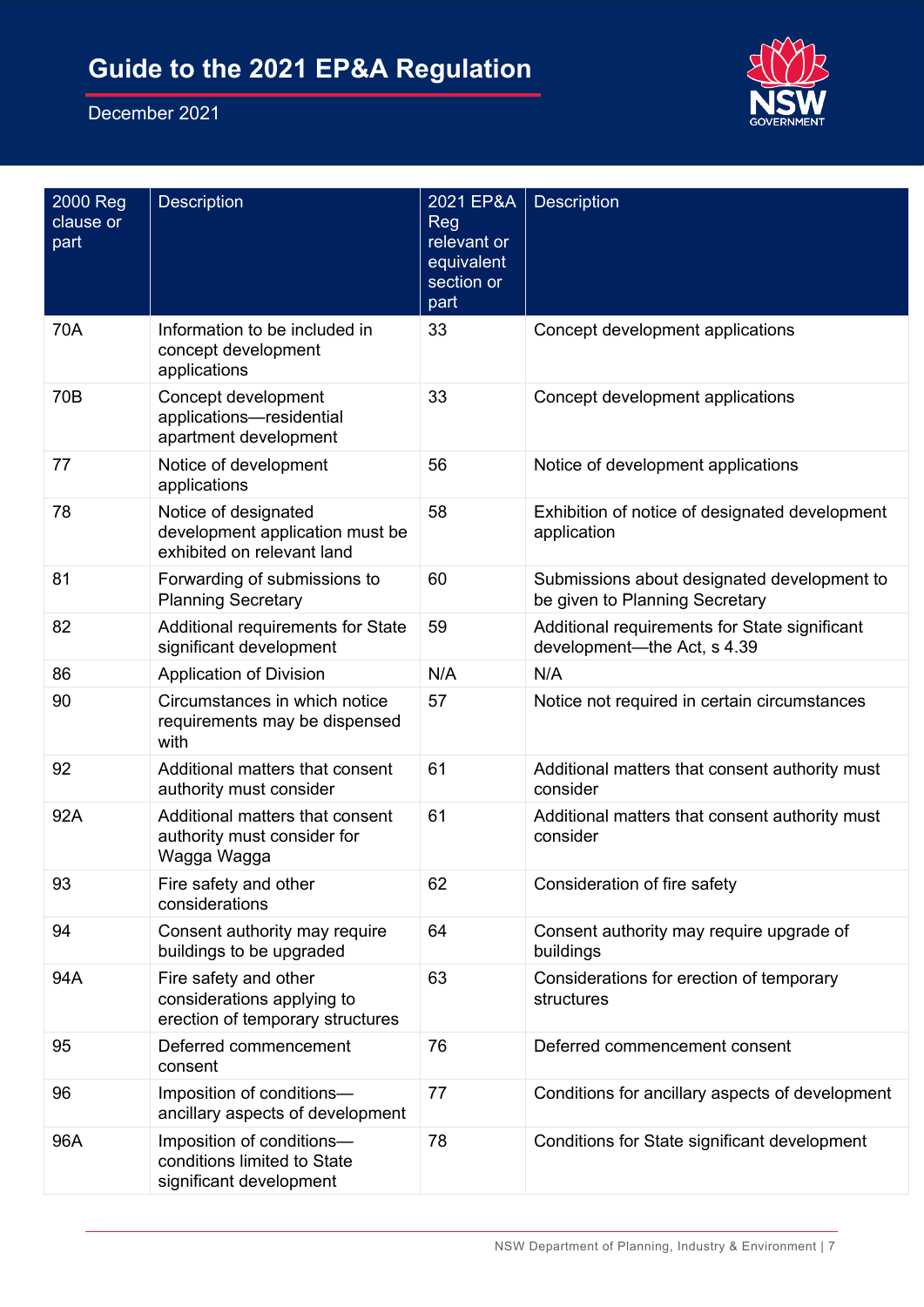| 2000 Reg clause or part | Description | 2021 EP&A Reg relevant or equivalent section or part | Description |
|---|---|---|---|
| 70A | Information to be included in concept development applications | 33 | Concept development applications |
| 70B | Concept development applications—residential apartment development | 33 | Concept development applications |
| 77 | Notice of development applications | 56 | Notice of development applications |
| 78 | Notice of designated development application must be exhibited on relevant land | 58 | Exhibition of notice of designated development application |
| 81 | Forwarding of submissions to Planning Secretary | 60 | Submissions about designated development to be given to Planning Secretary |
| 82 | Additional requirements for State significant development | 59 | Additional requirements for State significant development—the Act, s 4.39 |
| 86 | Application of Division | N/A | N/A |
| 90 | Circumstances in which notice requirements may be dispensed with | 57 | Notice not required in certain circumstances |
| 92 | Additional matters that consent authority must consider | 61 | Additional matters that consent authority must consider |
| 92A | Additional matters that consent authority must consider for Wagga Wagga | 61 | Additional matters that consent authority must consider |
| 93 | Fire safety and other considerations | 62 | Consideration of fire safety |
| 94 | Consent authority may require buildings to be upgraded | 64 | Consent authority may require upgrade of buildings |
| 94A | Fire safety and other considerations applying to erection of temporary structures | 63 | Considerations for erection of temporary structures |
| 95 | Deferred commencement consent | 76 | Deferred commencement consent |
| 96 | Imposition of conditions—ancillary aspects of development | 77 | Conditions for ancillary aspects of development |
| 96A | Imposition of conditions—conditions limited to State significant development | 78 | Conditions for State significant development |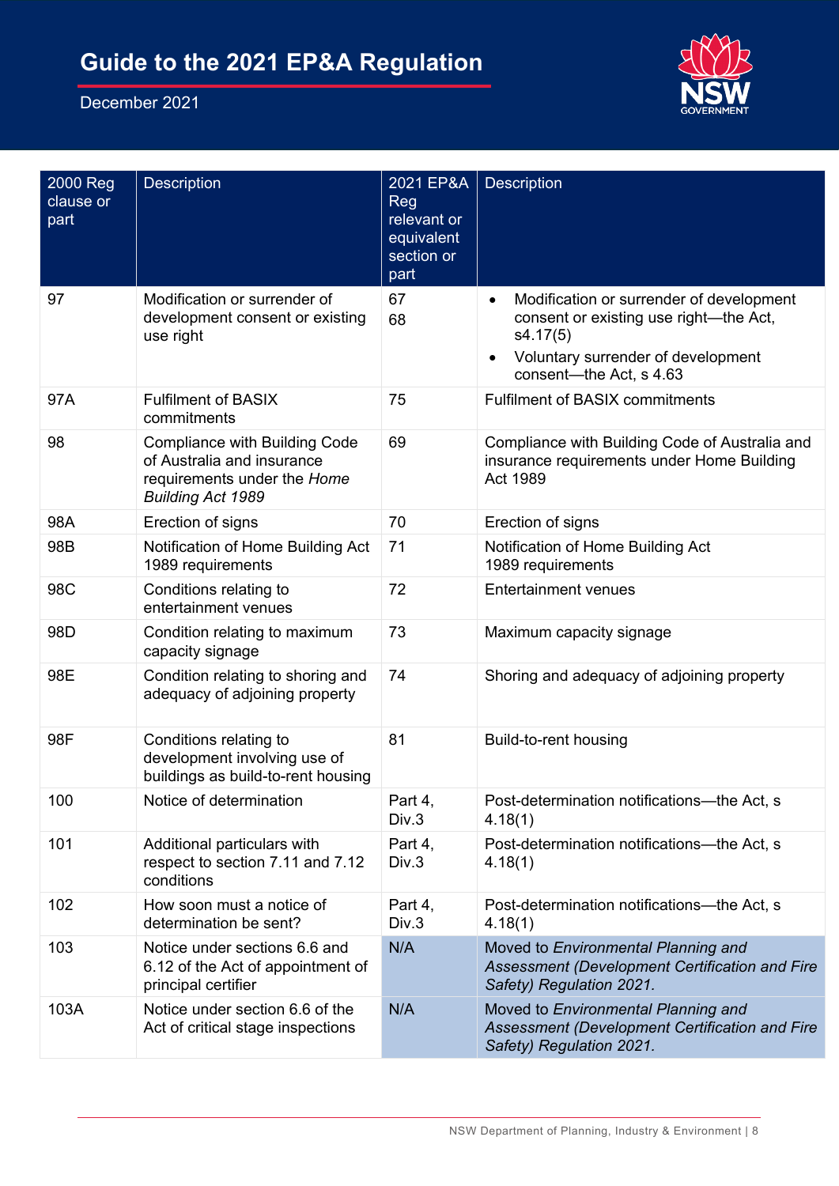| 2000 Reg clause or part | Description | 2021 EP&A Reg relevant or equivalent section or part | Description |
|---|---|---|---|
| 97 | Modification or surrender of development consent or existing use right | 67<br>68 | • Modification or surrender of development consent or existing use right—the Act, s4.17(5)<br>• Voluntary surrender of development consent—the Act, s 4.63 |
| 97A | Fulfilment of BASIX commitments | 75 | Fulfilment of BASIX commitments |
| 98 | Compliance with Building Code of Australia and insurance requirements under the *Home Building Act 1989* | 69 | Compliance with Building Code of Australia and insurance requirements under Home Building Act 1989 |
| 98A | Erection of signs | 70 | Erection of signs |
| 98B | Notification of Home Building Act 1989 requirements | 71 | Notification of Home Building Act 1989 requirements |
| 98C | Conditions relating to entertainment venues | 72 | Entertainment venues |
| 98D | Condition relating to maximum capacity signage | 73 | Maximum capacity signage |
| 98E | Condition relating to shoring and adequacy of adjoining property | 74 | Shoring and adequacy of adjoining property |
| 98F | Conditions relating to development involving use of buildings as build-to-rent housing | 81 | Build-to-rent housing |
| 100 | Notice of determination | Part 4, Div.3 | Post-determination notifications—the Act, s 4.18(1) |
| 101 | Additional particulars with respect to section 7.11 and 7.12 conditions | Part 4, Div.3 | Post-determination notifications—the Act, s 4.18(1) |
| 102 | How soon must a notice of determination be sent? | Part 4, Div.3 | Post-determination notifications—the Act, s 4.18(1) |
| 103 | Notice under sections 6.6 and 6.12 of the Act of appointment of principal certifier | N/A | Moved to *Environmental Planning and Assessment (Development Certification and Fire Safety) Regulation 2021.* |
| 103A | Notice under section 6.6 of the Act of critical stage inspections | N/A | Moved to *Environmental Planning and Assessment (Development Certification and Fire Safety) Regulation 2021.* |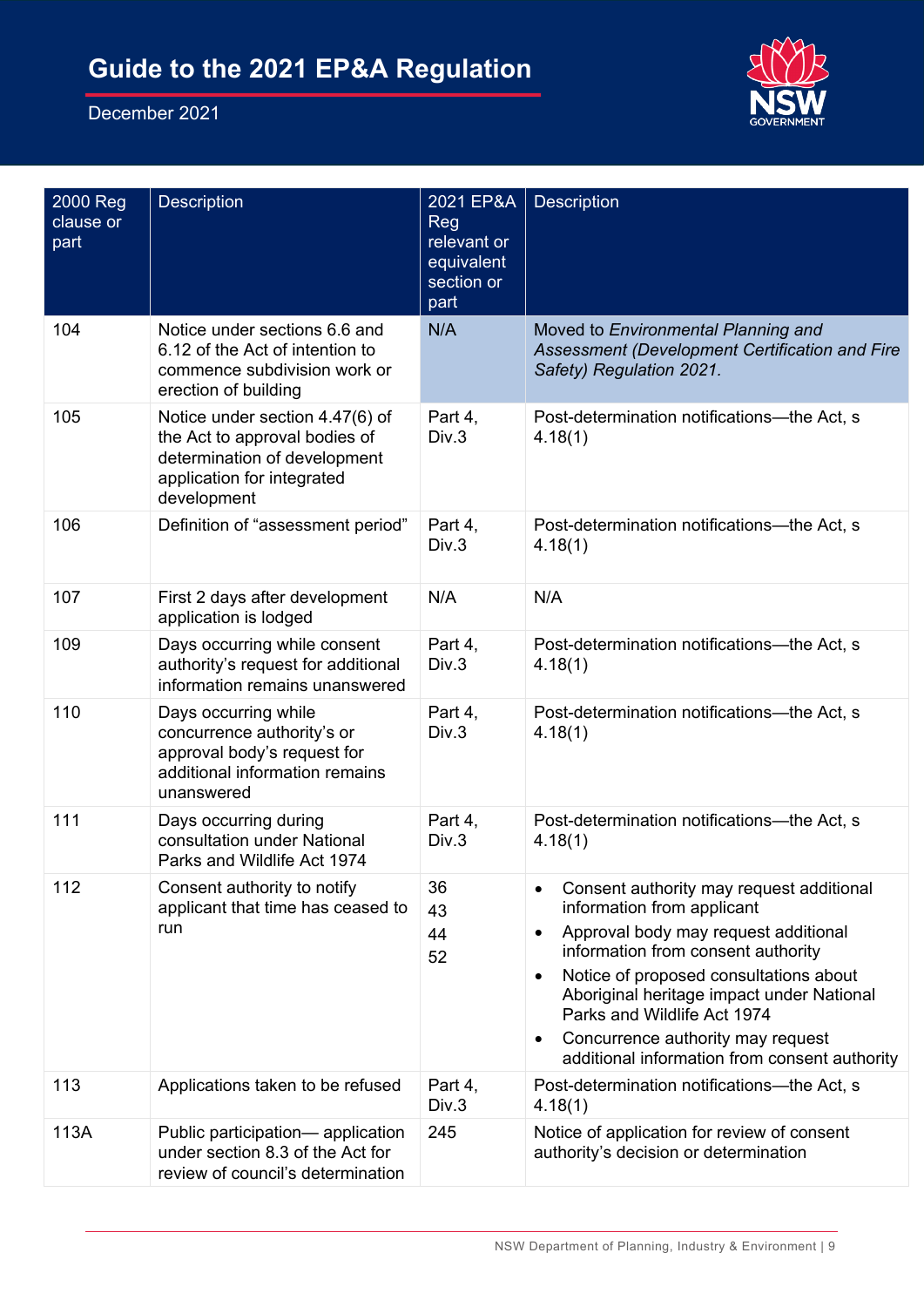| 2000 Reg clause or part | Description | 2021 EP&A Reg relevant or equivalent section or part | Description |
|---|---|---|---|
| 104 | Notice under sections 6.6 and 6.12 of the Act of intention to commence subdivision work or erection of building | N/A | Moved to *Environmental Planning and Assessment (Development Certification and Fire Safety) Regulation 2021.* |
| 105 | Notice under section 4.47(6) of the Act to approval bodies of determination of development application for integrated development | Part 4, Div.3 | Post-determination notifications—the Act, s 4.18(1) |
| 106 | Definition of "assessment period" | Part 4, Div.3 | Post-determination notifications—the Act, s 4.18(1) |
| 107 | First 2 days after development application is lodged | N/A | N/A |
| 109 | Days occurring while consent authority's request for additional information remains unanswered | Part 4, Div.3 | Post-determination notifications—the Act, s 4.18(1) |
| 110 | Days occurring while concurrence authority's or approval body's request for additional information remains unanswered | Part 4, Div.3 | Post-determination notifications—the Act, s 4.18(1) |
| 111 | Days occurring during consultation under National Parks and Wildlife Act 1974 | Part 4, Div.3 | Post-determination notifications—the Act, s 4.18(1) |
| 112 | Consent authority to notify applicant that time has ceased to run | 36<br>43<br>44<br>52 | • Consent authority may request additional information from applicant<br>• Approval body may request additional information from consent authority<br>• Notice of proposed consultations about Aboriginal heritage impact under National Parks and Wildlife Act 1974<br>• Concurrence authority may request additional information from consent authority |
| 113 | Applications taken to be refused | Part 4, Div.3 | Post-determination notifications—the Act, s 4.18(1) |
| 113A | Public participation— application under section 8.3 of the Act for review of council's determination | 245 | Notice of application for review of consent authority's decision or determination |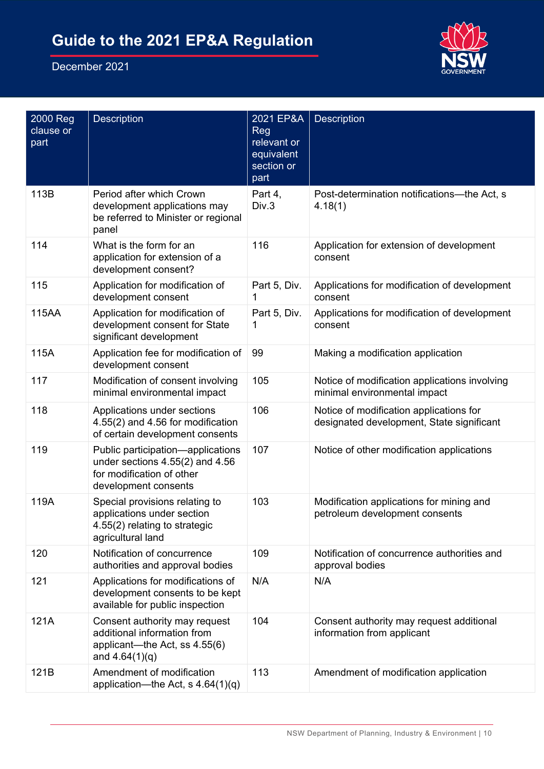| 2000 Reg clause or part | Description | 2021 EP&A Reg relevant or equivalent section or part | Description |
|---|---|---|---|
| 113B | Period after which Crown development applications may be referred to Minister or regional panel | Part 4, Div.3 | Post-determination notifications—the Act, s 4.18(1) |
| 114 | What is the form for an application for extension of a development consent? | 116 | Application for extension of development consent |
| 115 | Application for modification of development consent | Part 5, Div. 1 | Applications for modification of development consent |
| 115AA | Application for modification of development consent for State significant development | Part 5, Div. 1 | Applications for modification of development consent |
| 115A | Application fee for modification of development consent | 99 | Making a modification application |
| 117 | Modification of consent involving minimal environmental impact | 105 | Notice of modification applications involving minimal environmental impact |
| 118 | Applications under sections 4.55(2) and 4.56 for modification of certain development consents | 106 | Notice of modification applications for designated development, State significant |
| 119 | Public participation—applications under sections 4.55(2) and 4.56 for modification of other development consents | 107 | Notice of other modification applications |
| 119A | Special provisions relating to applications under section 4.55(2) relating to strategic agricultural land | 103 | Modification applications for mining and petroleum development consents |
| 120 | Notification of concurrence authorities and approval bodies | 109 | Notification of concurrence authorities and approval bodies |
| 121 | Applications for modifications of development consents to be kept available for public inspection | N/A | N/A |
| 121A | Consent authority may request additional information from applicant—the Act, ss 4.55(6) and 4.64(1)(q) | 104 | Consent authority may request additional information from applicant |
| 121B | Amendment of modification application—the Act, s 4.64(1)(q) | 113 | Amendment of modification application |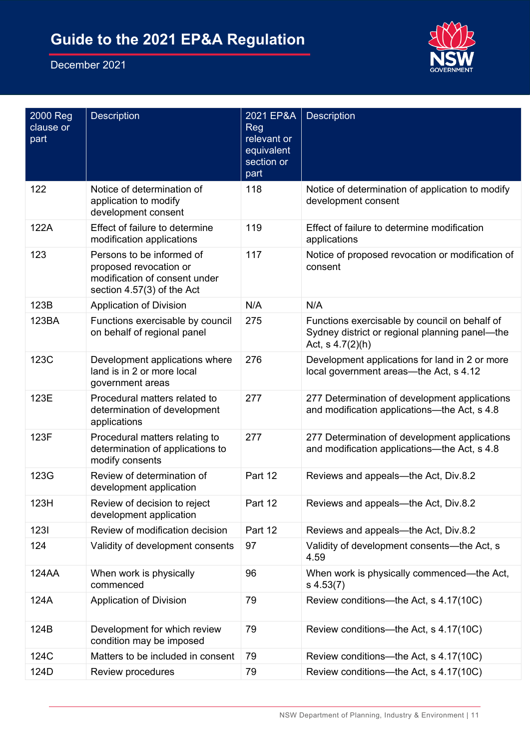| 2000 Reg clause or part | Description | 2021 EP&A Reg relevant or equivalent section or part | Description |
|---|---|---|---|
| 122 | Notice of determination of application to modify development consent | 118 | Notice of determination of application to modify development consent |
| 122A | Effect of failure to determine modification applications | 119 | Effect of failure to determine modification applications |
| 123 | Persons to be informed of proposed revocation or modification of consent under section 4.57(3) of the Act | 117 | Notice of proposed revocation or modification of consent |
| 123B | Application of Division | N/A | N/A |
| 123BA | Functions exercisable by council on behalf of regional panel | 275 | Functions exercisable by council on behalf of Sydney district or regional planning panel—the Act, s 4.7(2)(h) |
| 123C | Development applications where land is in 2 or more local government areas | 276 | Development applications for land in 2 or more local government areas—the Act, s 4.12 |
| 123E | Procedural matters related to determination of development applications | 277 | 277 Determination of development applications and modification applications—the Act, s 4.8 |
| 123F | Procedural matters relating to determination of applications to modify consents | 277 | 277 Determination of development applications and modification applications—the Act, s 4.8 |
| 123G | Review of determination of development application | Part 12 | Reviews and appeals—the Act, Div.8.2 |
| 123H | Review of decision to reject development application | Part 12 | Reviews and appeals—the Act, Div.8.2 |
| 123I | Review of modification decision | Part 12 | Reviews and appeals—the Act, Div.8.2 |
| 124 | Validity of development consents | 97 | Validity of development consents—the Act, s 4.59 |
| 124AA | When work is physically commenced | 96 | When work is physically commenced—the Act, s 4.53(7) |
| 124A | Application of Division | 79 | Review conditions—the Act, s 4.17(10C) |
| 124B | Development for which review condition may be imposed | 79 | Review conditions—the Act, s 4.17(10C) |
| 124C | Matters to be included in consent | 79 | Review conditions—the Act, s 4.17(10C) |
| 124D | Review procedures | 79 | Review conditions—the Act, s 4.17(10C) |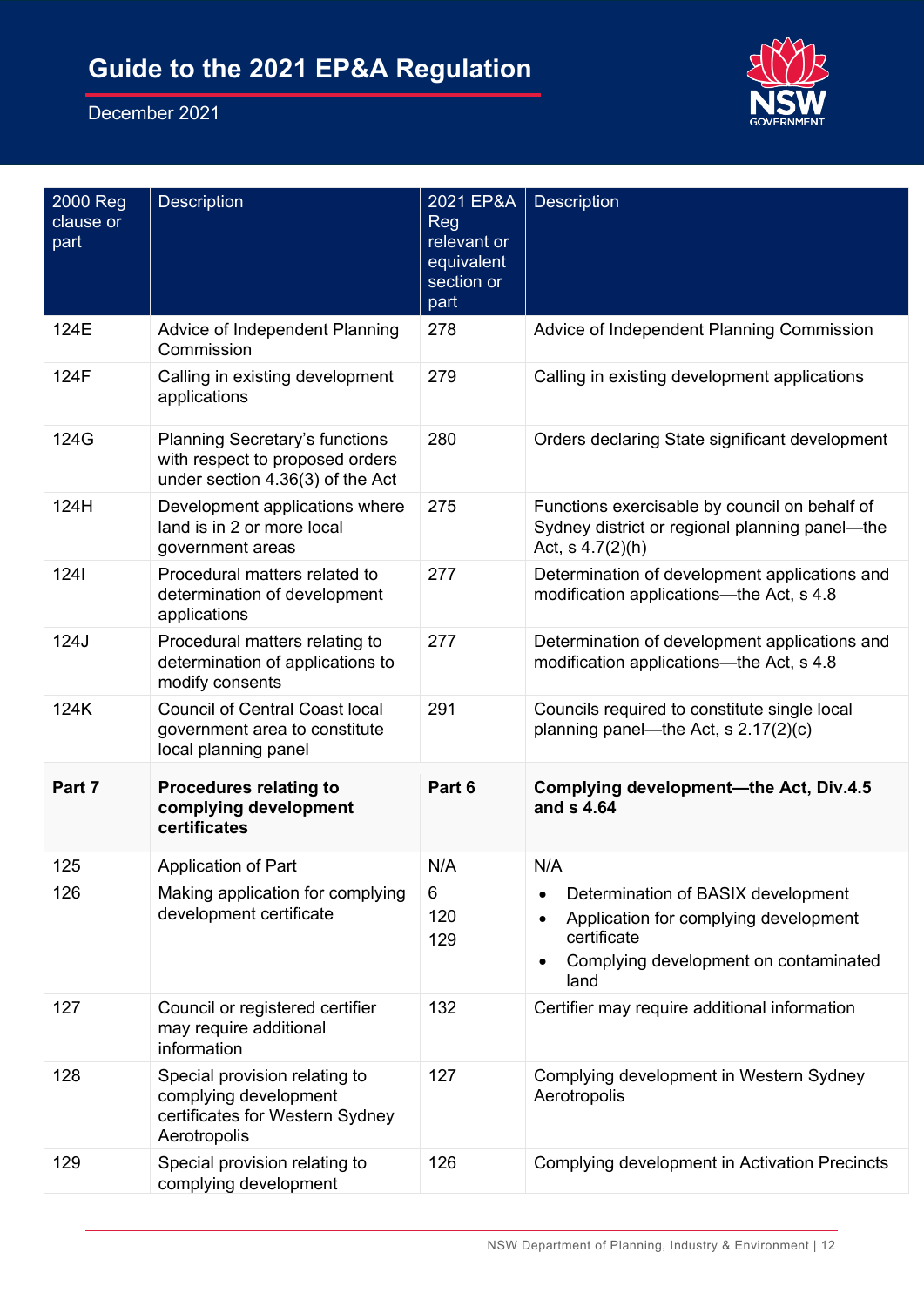| 2000 Reg clause or part | Description | 2021 EP&A Reg relevant or equivalent section or part | Description |
|---|---|---|---|
| 124E | Advice of Independent Planning Commission | 278 | Advice of Independent Planning Commission |
| 124F | Calling in existing development applications | 279 | Calling in existing development applications |
| 124G | Planning Secretary's functions with respect to proposed orders under section 4.36(3) of the Act | 280 | Orders declaring State significant development |
| 124H | Development applications where land is in 2 or more local government areas | 275 | Functions exercisable by council on behalf of Sydney district or regional planning panel—the Act, s 4.7(2)(h) |
| 124I | Procedural matters related to determination of development applications | 277 | Determination of development applications and modification applications—the Act, s 4.8 |
| 124J | Procedural matters relating to determination of applications to modify consents | 277 | Determination of development applications and modification applications—the Act, s 4.8 |
| 124K | Council of Central Coast local government area to constitute local planning panel | 291 | Councils required to constitute single local planning panel—the Act, s 2.17(2)(c) |
| **Part 7** | **Procedures relating to complying development certificates** | **Part 6** | **Complying development—the Act, Div.4.5 and s 4.64** |
| 125 | Application of Part | N/A | N/A |
| 126 | Making application for complying development certificate | 6<br>120<br>129 | • Determination of BASIX development<br>• Application for complying development certificate<br>• Complying development on contaminated land |
| 127 | Council or registered certifier may require additional information | 132 | Certifier may require additional information |
| 128 | Special provision relating to complying development certificates for Western Sydney Aerotropolis | 127 | Complying development in Western Sydney Aerotropolis |
| 129 | Special provision relating to complying development | 126 | Complying development in Activation Precincts |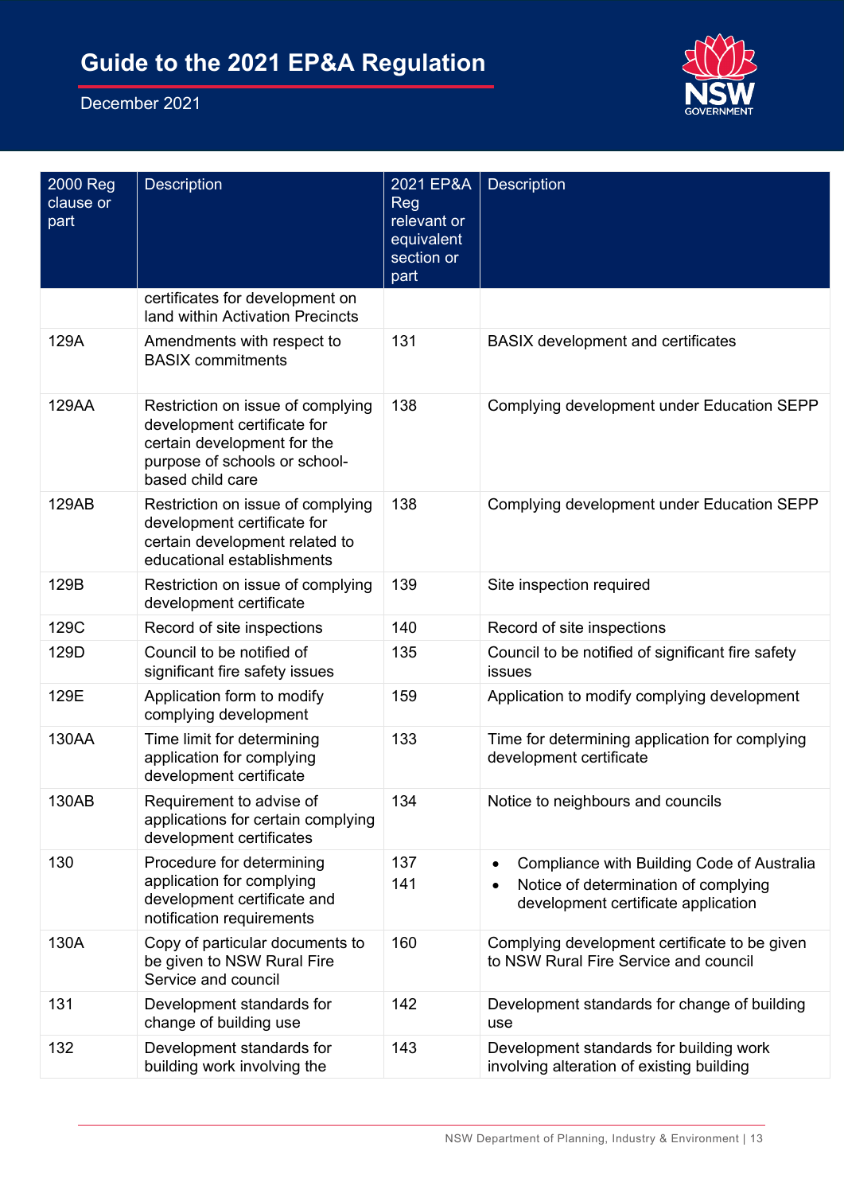| 2000 Reg clause or part | Description | 2021 EP&A Reg relevant or equivalent section or part | Description |
|---|---|---|---|
| | certificates for development on land within Activation Precincts | | |
| 129A | Amendments with respect to BASIX commitments | 131 | BASIX development and certificates |
| 129AA | Restriction on issue of complying development certificate for certain development for the purpose of schools or school-based child care | 138 | Complying development under Education SEPP |
| 129AB | Restriction on issue of complying development certificate for certain development related to educational establishments | 138 | Complying development under Education SEPP |
| 129B | Restriction on issue of complying development certificate | 139 | Site inspection required |
| 129C | Record of site inspections | 140 | Record of site inspections |
| 129D | Council to be notified of significant fire safety issues | 135 | Council to be notified of significant fire safety issues |
| 129E | Application form to modify complying development | 159 | Application to modify complying development |
| 130AA | Time limit for determining application for complying development certificate | 133 | Time for determining application for complying development certificate |
| 130AB | Requirement to advise of applications for certain complying development certificates | 134 | Notice to neighbours and councils |
| 130 | Procedure for determining application for complying development certificate and notification requirements | 137<br>141 | • Compliance with Building Code of Australia<br>• Notice of determination of complying development certificate application |
| 130A | Copy of particular documents to be given to NSW Rural Fire Service and council | 160 | Complying development certificate to be given to NSW Rural Fire Service and council |
| 131 | Development standards for change of building use | 142 | Development standards for change of building use |
| 132 | Development standards for building work involving the | 143 | Development standards for building work involving alteration of existing building |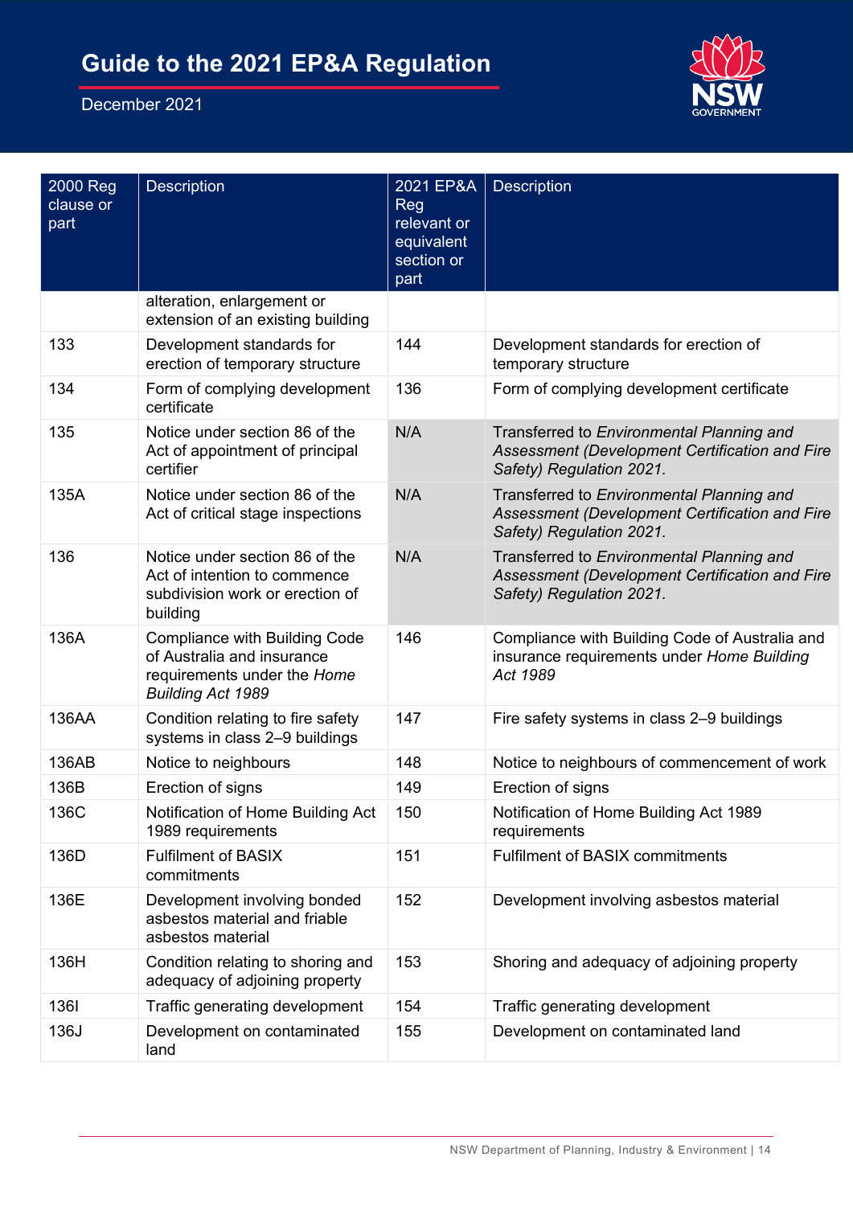| 2000 Reg clause or part | Description | 2021 EP&A Reg relevant or equivalent section or part | Description |
|---|---|---|---|
| | alteration, enlargement or extension of an existing building | | |
| 133 | Development standards for erection of temporary structure | 144 | Development standards for erection of temporary structure |
| 134 | Form of complying development certificate | 136 | Form of complying development certificate |
| 135 | Notice under section 86 of the Act of appointment of principal certifier | N/A | Transferred to *Environmental Planning and Assessment (Development Certification and Fire Safety) Regulation 2021.* |
| 135A | Notice under section 86 of the Act of critical stage inspections | N/A | Transferred to *Environmental Planning and Assessment (Development Certification and Fire Safety) Regulation 2021.* |
| 136 | Notice under section 86 of the Act of intention to commence subdivision work or erection of building | N/A | Transferred to *Environmental Planning and Assessment (Development Certification and Fire Safety) Regulation 2021.* |
| 136A | Compliance with Building Code of Australia and insurance requirements under the *Home Building Act 1989* | 146 | Compliance with Building Code of Australia and insurance requirements under *Home Building Act 1989* |
| 136AA | Condition relating to fire safety systems in class 2–9 buildings | 147 | Fire safety systems in class 2–9 buildings |
| 136AB | Notice to neighbours | 148 | Notice to neighbours of commencement of work |
| 136B | Erection of signs | 149 | Erection of signs |
| 136C | Notification of Home Building Act 1989 requirements | 150 | Notification of Home Building Act 1989 requirements |
| 136D | Fulfilment of BASIX commitments | 151 | Fulfilment of BASIX commitments |
| 136E | Development involving bonded asbestos material and friable asbestos material | 152 | Development involving asbestos material |
| 136H | Condition relating to shoring and adequacy of adjoining property | 153 | Shoring and adequacy of adjoining property |
| 136I | Traffic generating development | 154 | Traffic generating development |
| 136J | Development on contaminated land | 155 | Development on contaminated land |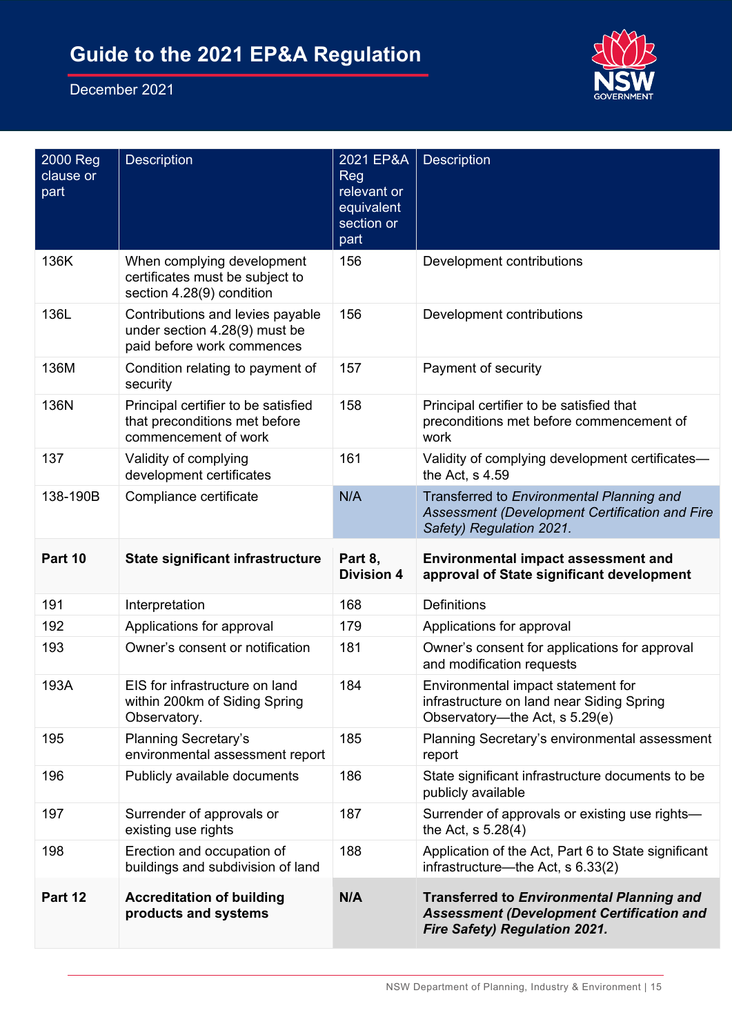| 2000 Reg clause or part | Description | 2021 EP&A Reg relevant or equivalent section or part | Description |
|---|---|---|---|
| 136K | When complying development certificates must be subject to section 4.28(9) condition | 156 | Development contributions |
| 136L | Contributions and levies payable under section 4.28(9) must be paid before work commences | 156 | Development contributions |
| 136M | Condition relating to payment of security | 157 | Payment of security |
| 136N | Principal certifier to be satisfied that preconditions met before commencement of work | 158 | Principal certifier to be satisfied that preconditions met before commencement of work |
| 137 | Validity of complying development certificates | 161 | Validity of complying development certificates—the Act, s 4.59 |
| 138-190B | Compliance certificate | N/A | Transferred to *Environmental Planning and Assessment (Development Certification and Fire Safety) Regulation 2021.* |
| **Part 10** | **State significant infrastructure** | **Part 8, Division 4** | **Environmental impact assessment and approval of State significant development** |
| 191 | Interpretation | 168 | Definitions |
| 192 | Applications for approval | 179 | Applications for approval |
| 193 | Owner's consent or notification | 181 | Owner's consent for applications for approval and modification requests |
| 193A | EIS for infrastructure on land within 200km of Siding Spring Observatory. | 184 | Environmental impact statement for infrastructure on land near Siding Spring Observatory—the Act, s 5.29(e) |
| 195 | Planning Secretary's environmental assessment report | 185 | Planning Secretary's environmental assessment report |
| 196 | Publicly available documents | 186 | State significant infrastructure documents to be publicly available |
| 197 | Surrender of approvals or existing use rights | 187 | Surrender of approvals or existing use rights—the Act, s 5.28(4) |
| 198 | Erection and occupation of buildings and subdivision of land | 188 | Application of the Act, Part 6 to State significant infrastructure—the Act, s 6.33(2) |
| **Part 12** | **Accreditation of building products and systems** | **N/A** | **Transferred to *Environmental Planning and Assessment (Development Certification and Fire Safety) Regulation 2021.*** |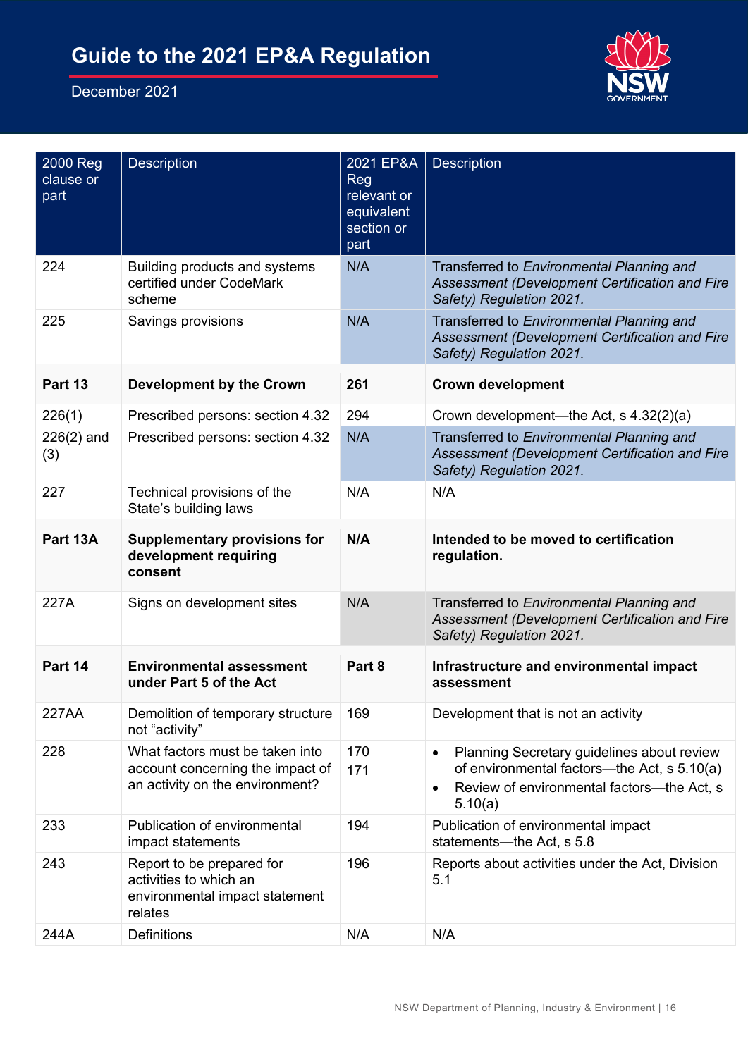| 2000 Reg clause or part | Description | 2021 EP&A Reg relevant or equivalent section or part | Description |
|---|---|---|---|
| 224 | Building products and systems certified under CodeMark scheme | N/A | Transferred to *Environmental Planning and Assessment (Development Certification and Fire Safety) Regulation 2021.* |
| 225 | Savings provisions | N/A | Transferred to *Environmental Planning and Assessment (Development Certification and Fire Safety) Regulation 2021.* |
| **Part 13** | **Development by the Crown** | **261** | **Crown development** |
| 226(1) | Prescribed persons: section 4.32 | 294 | Crown development—the Act, s 4.32(2)(a) |
| 226(2) and (3) | Prescribed persons: section 4.32 | N/A | Transferred to *Environmental Planning and Assessment (Development Certification and Fire Safety) Regulation 2021.* |
| 227 | Technical provisions of the State's building laws | N/A | N/A |
| **Part 13A** | **Supplementary provisions for development requiring consent** | **N/A** | **Intended to be moved to certification regulation.** |
| 227A | Signs on development sites | N/A | Transferred to *Environmental Planning and Assessment (Development Certification and Fire Safety) Regulation 2021.* |
| **Part 14** | **Environmental assessment under Part 5 of the Act** | **Part 8** | **Infrastructure and environmental impact assessment** |
| 227AA | Demolition of temporary structure not "activity" | 169 | Development that is not an activity |
| 228 | What factors must be taken into account concerning the impact of an activity on the environment? | 170<br>171 | • Planning Secretary guidelines about review of environmental factors—the Act, s 5.10(a)<br>• Review of environmental factors—the Act, s 5.10(a) |
| 233 | Publication of environmental impact statements | 194 | Publication of environmental impact statements—the Act, s 5.8 |
| 243 | Report to be prepared for activities to which an environmental impact statement relates | 196 | Reports about activities under the Act, Division 5.1 |
| 244A | Definitions | N/A | N/A |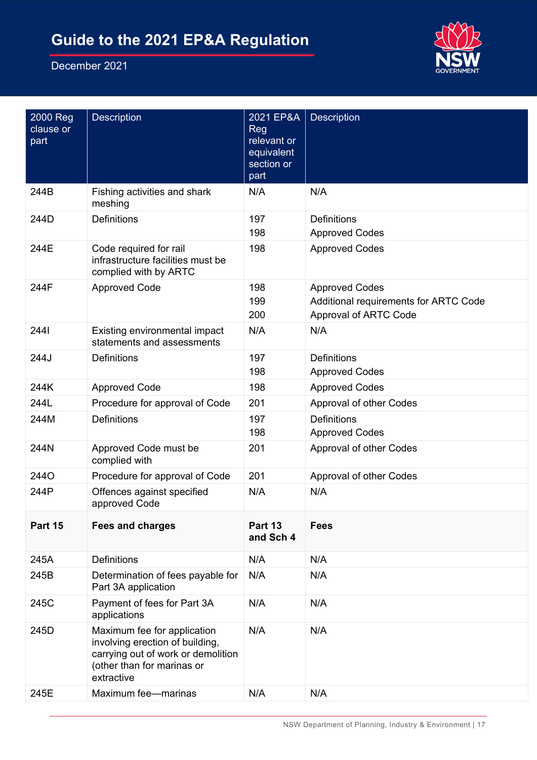| 2000 Reg clause or part | Description | 2021 EP&A Reg relevant or equivalent section or part | Description |
|---|---|---|---|
| 244B | Fishing activities and shark meshing | N/A | N/A |
| 244D | Definitions | 197<br>198 | Definitions<br>Approved Codes |
| 244E | Code required for rail infrastructure facilities must be complied with by ARTC | 198 | Approved Codes |
| 244F | Approved Code | 198<br>199<br>200 | Approved Codes<br>Additional requirements for ARTC Code<br>Approval of ARTC Code |
| 244I | Existing environmental impact statements and assessments | N/A | N/A |
| 244J | Definitions | 197<br>198 | Definitions<br>Approved Codes |
| 244K | Approved Code | 198 | Approved Codes |
| 244L | Procedure for approval of Code | 201 | Approval of other Codes |
| 244M | Definitions | 197<br>198 | Definitions<br>Approved Codes |
| 244N | Approved Code must be complied with | 201 | Approval of other Codes |
| 244O | Procedure for approval of Code | 201 | Approval of other Codes |
| 244P | Offences against specified approved Code | N/A | N/A |
| **Part 15** | **Fees and charges** | **Part 13 and Sch 4** | **Fees** |
| 245A | Definitions | N/A | N/A |
| 245B | Determination of fees payable for Part 3A application | N/A | N/A |
| 245C | Payment of fees for Part 3A applications | N/A | N/A |
| 245D | Maximum fee for application involving erection of building, carrying out of work or demolition (other than for marinas or extractive | N/A | N/A |
| 245E | Maximum fee—marinas | N/A | N/A |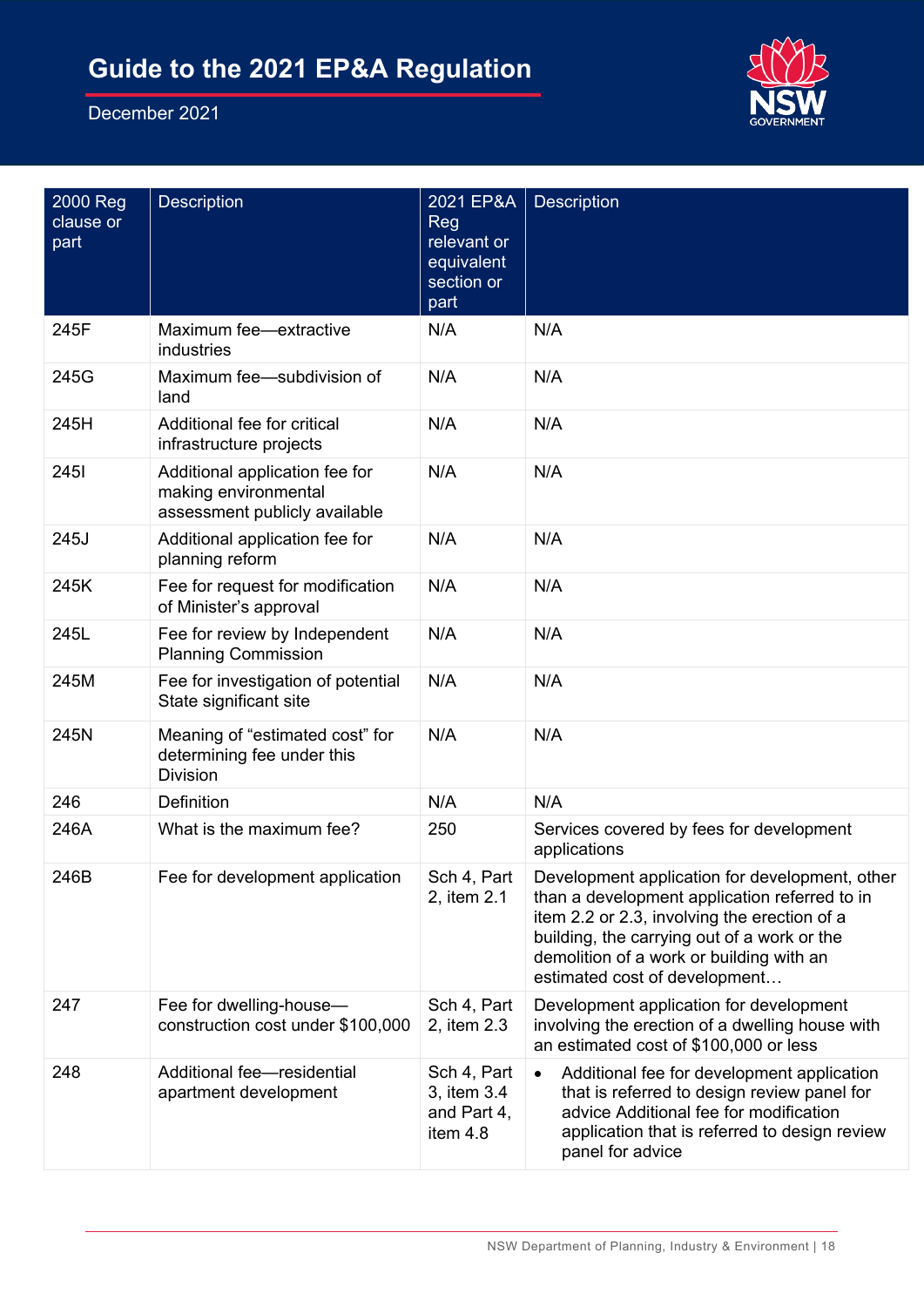| 2000 Reg clause or part | Description | 2021 EP&A Reg relevant or equivalent section or part | Description |
|---|---|---|---|
| 245F | Maximum fee—extractive industries | N/A | N/A |
| 245G | Maximum fee—subdivision of land | N/A | N/A |
| 245H | Additional fee for critical infrastructure projects | N/A | N/A |
| 245I | Additional application fee for making environmental assessment publicly available | N/A | N/A |
| 245J | Additional application fee for planning reform | N/A | N/A |
| 245K | Fee for request for modification of Minister's approval | N/A | N/A |
| 245L | Fee for review by Independent Planning Commission | N/A | N/A |
| 245M | Fee for investigation of potential State significant site | N/A | N/A |
| 245N | Meaning of "estimated cost" for determining fee under this Division | N/A | N/A |
| 246 | Definition | N/A | N/A |
| 246A | What is the maximum fee? | 250 | Services covered by fees for development applications |
| 246B | Fee for development application | Sch 4, Part 2, item 2.1 | Development application for development, other than a development application referred to in item 2.2 or 2.3, involving the erection of a building, the carrying out of a work or the demolition of a work or building with an estimated cost of development… |
| 247 | Fee for dwelling-house—construction cost under $100,000 | Sch 4, Part 2, item 2.3 | Development application for development involving the erection of a dwelling house with an estimated cost of $100,000 or less |
| 248 | Additional fee—residential apartment development | Sch 4, Part 3, item 3.4 and Part 4, item 4.8 | • Additional fee for development application that is referred to design review panel for advice Additional fee for modification application that is referred to design review panel for advice |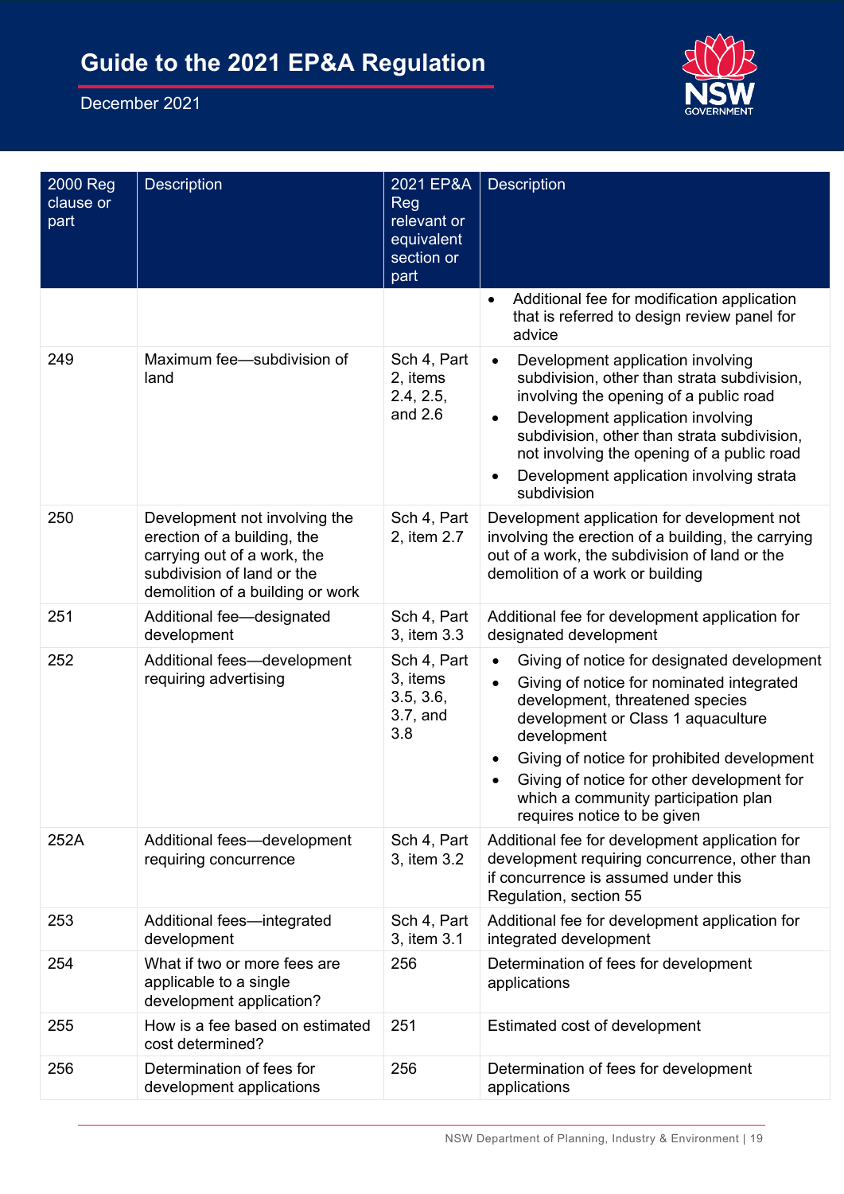| 2000 Reg clause or part | Description | 2021 EP&A Reg relevant or equivalent section or part | Description |
|---|---|---|---|
| | | | • Additional fee for modification application that is referred to design review panel for advice |
| 249 | Maximum fee—subdivision of land | Sch 4, Part 2, items 2.4, 2.5, and 2.6 | • Development application involving subdivision, other than strata subdivision, involving the opening of a public road<br>• Development application involving subdivision, other than strata subdivision, not involving the opening of a public road<br>• Development application involving strata subdivision |
| 250 | Development not involving the erection of a building, the carrying out of a work, the subdivision of land or the demolition of a building or work | Sch 4, Part 2, item 2.7 | Development application for development not involving the erection of a building, the carrying out of a work, the subdivision of land or the demolition of a work or building |
| 251 | Additional fee—designated development | Sch 4, Part 3, item 3.3 | Additional fee for development application for designated development |
| 252 | Additional fees—development requiring advertising | Sch 4, Part 3, items 3.5, 3.6, 3.7, and 3.8 | • Giving of notice for designated development<br>• Giving of notice for nominated integrated development, threatened species development or Class 1 aquaculture development<br>• Giving of notice for prohibited development<br>• Giving of notice for other development for which a community participation plan requires notice to be given |
| 252A | Additional fees—development requiring concurrence | Sch 4, Part 3, item 3.2 | Additional fee for development application for development requiring concurrence, other than if concurrence is assumed under this Regulation, section 55 |
| 253 | Additional fees—integrated development | Sch 4, Part 3, item 3.1 | Additional fee for development application for integrated development |
| 254 | What if two or more fees are applicable to a single development application? | 256 | Determination of fees for development applications |
| 255 | How is a fee based on estimated cost determined? | 251 | Estimated cost of development |
| 256 | Determination of fees for development applications | 256 | Determination of fees for development applications |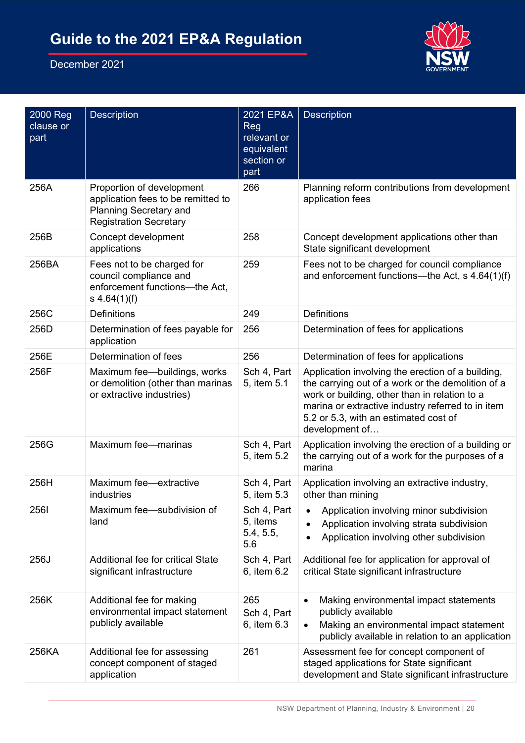| 2000 Reg clause or part | Description | 2021 EP&A Reg relevant or equivalent section or part | Description |
|---|---|---|---|
| 256A | Proportion of development application fees to be remitted to Planning Secretary and Registration Secretary | 266 | Planning reform contributions from development application fees |
| 256B | Concept development applications | 258 | Concept development applications other than State significant development |
| 256BA | Fees not to be charged for council compliance and enforcement functions—the Act, s 4.64(1)(f) | 259 | Fees not to be charged for council compliance and enforcement functions—the Act, s 4.64(1)(f) |
| 256C | Definitions | 249 | Definitions |
| 256D | Determination of fees payable for application | 256 | Determination of fees for applications |
| 256E | Determination of fees | 256 | Determination of fees for applications |
| 256F | Maximum fee—buildings, works or demolition (other than marinas or extractive industries) | Sch 4, Part 5, item 5.1 | Application involving the erection of a building, the carrying out of a work or the demolition of a work or building, other than in relation to a marina or extractive industry referred to in item 5.2 or 5.3, with an estimated cost of development of… |
| 256G | Maximum fee—marinas | Sch 4, Part 5, item 5.2 | Application involving the erection of a building or the carrying out of a work for the purposes of a marina |
| 256H | Maximum fee—extractive industries | Sch 4, Part 5, item 5.3 | Application involving an extractive industry, other than mining |
| 256I | Maximum fee—subdivision of land | Sch 4, Part 5, items 5.4, 5.5, 5.6 | • Application involving minor subdivision<br>• Application involving strata subdivision<br>• Application involving other subdivision |
| 256J | Additional fee for critical State significant infrastructure | Sch 4, Part 6, item 6.2 | Additional fee for application for approval of critical State significant infrastructure |
| 256K | Additional fee for making environmental impact statement publicly available | 265<br>Sch 4, Part 6, item 6.3 | • Making environmental impact statements publicly available<br>• Making an environmental impact statement publicly available in relation to an application |
| 256KA | Additional fee for assessing concept component of staged application | 261 | Assessment fee for concept component of staged applications for State significant development and State significant infrastructure |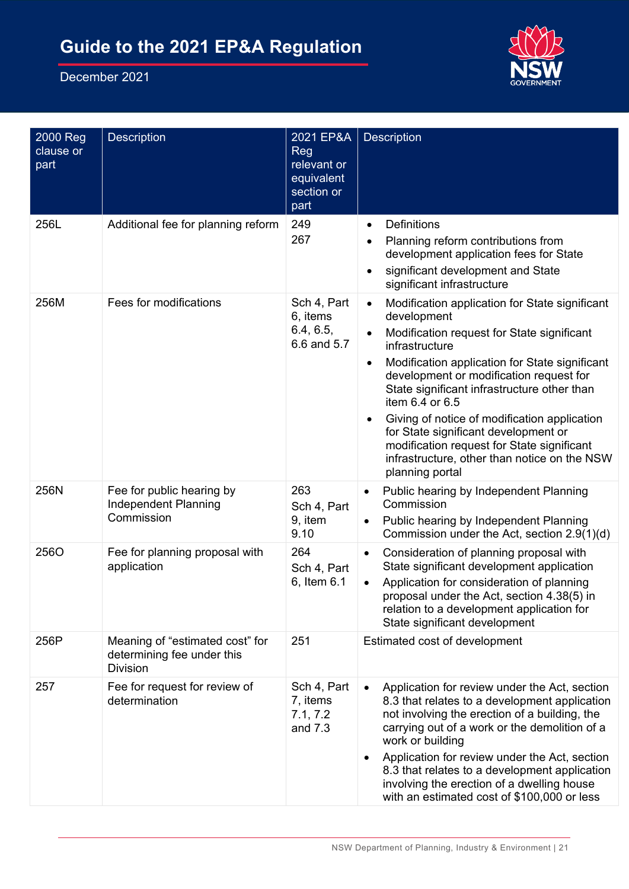| 2000 Reg clause or part | Description | 2021 EP&A Reg relevant or equivalent section or part | Description |
|---|---|---|---|
| 256L | Additional fee for planning reform | 249<br>267 | • Definitions<br>• Planning reform contributions from development application fees for State<br>• significant development and State significant infrastructure |
| 256M | Fees for modifications | Sch 4, Part 6, items 6.4, 6.5, 6.6 and 5.7 | • Modification application for State significant development<br>• Modification request for State significant infrastructure<br>• Modification application for State significant development or modification request for State significant infrastructure other than item 6.4 or 6.5<br>• Giving of notice of modification application for State significant development or modification request for State significant infrastructure, other than notice on the NSW planning portal |
| 256N | Fee for public hearing by Independent Planning Commission | 263<br>Sch 4, Part 9, item 9.10 | • Public hearing by Independent Planning Commission<br>• Public hearing by Independent Planning Commission under the Act, section 2.9(1)(d) |
| 256O | Fee for planning proposal with application | 264<br>Sch 4, Part 6, Item 6.1 | • Consideration of planning proposal with State significant development application<br>• Application for consideration of planning proposal under the Act, section 4.38(5) in relation to a development application for State significant development |
| 256P | Meaning of "estimated cost" for determining fee under this Division | 251 | Estimated cost of development |
| 257 | Fee for request for review of determination | Sch 4, Part 7, items 7.1, 7.2 and 7.3 | • Application for review under the Act, section 8.3 that relates to a development application not involving the erection of a building, the carrying out of a work or the demolition of a work or building<br>• Application for review under the Act, section 8.3 that relates to a development application involving the erection of a dwelling house with an estimated cost of $100,000 or less |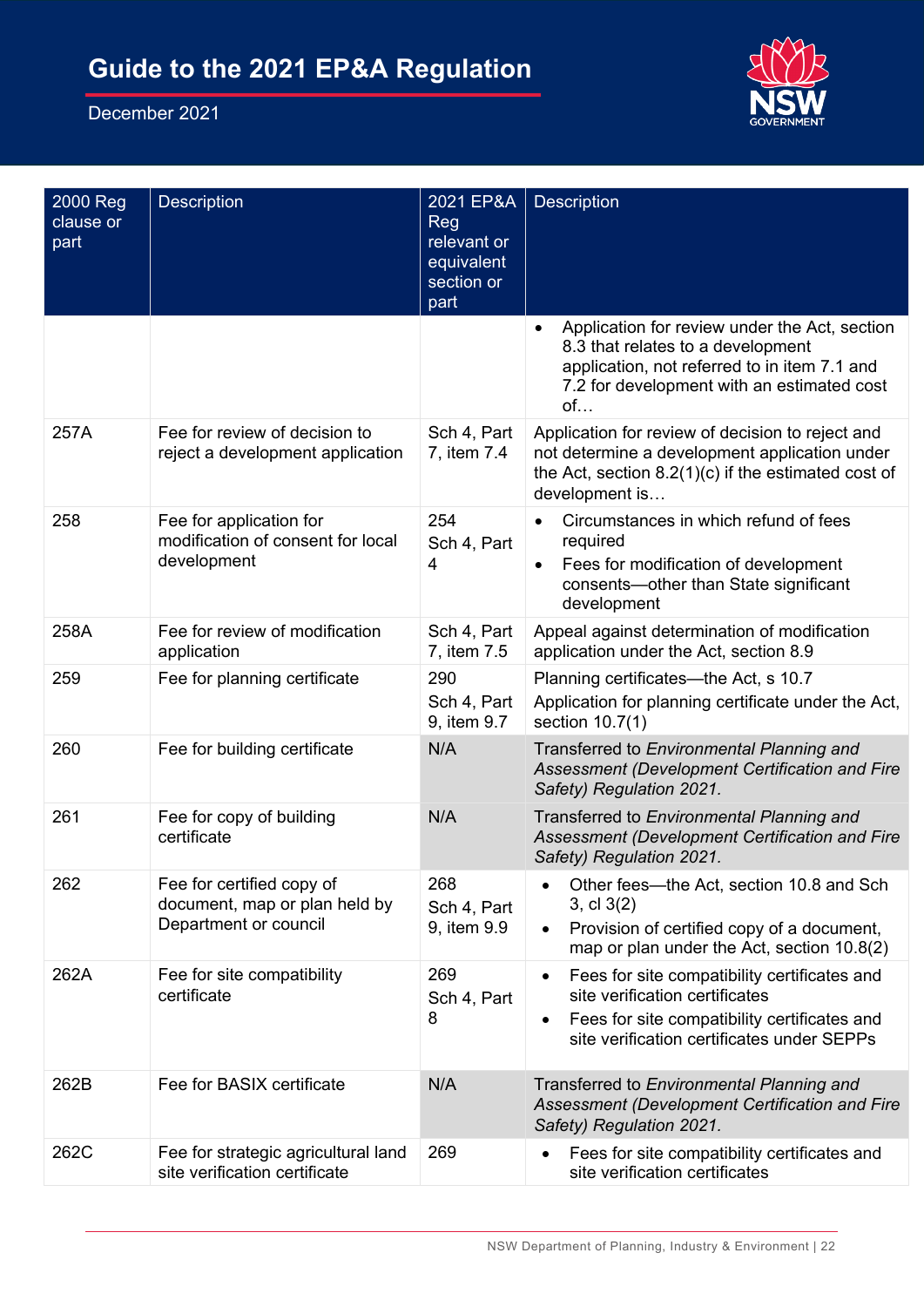| 2000 Reg clause or part | Description | 2021 EP&A Reg relevant or equivalent section or part | Description |
|---|---|---|---|
| | | | • Application for review under the Act, section 8.3 that relates to a development application, not referred to in item 7.1 and 7.2 for development with an estimated cost of… |
| 257A | Fee for review of decision to reject a development application | Sch 4, Part 7, item 7.4 | Application for review of decision to reject and not determine a development application under the Act, section 8.2(1)(c) if the estimated cost of development is… |
| 258 | Fee for application for modification of consent for local development | 254<br>Sch 4, Part 4 | • Circumstances in which refund of fees required<br>• Fees for modification of development consents—other than State significant development |
| 258A | Fee for review of modification application | Sch 4, Part 7, item 7.5 | Appeal against determination of modification application under the Act, section 8.9 |
| 259 | Fee for planning certificate | 290<br>Sch 4, Part 9, item 9.7 | Planning certificates—the Act, s 10.7<br>Application for planning certificate under the Act, section 10.7(1) |
| 260 | Fee for building certificate | N/A | Transferred to *Environmental Planning and Assessment (Development Certification and Fire Safety) Regulation 2021.* |
| 261 | Fee for copy of building certificate | N/A | Transferred to *Environmental Planning and Assessment (Development Certification and Fire Safety) Regulation 2021.* |
| 262 | Fee for certified copy of document, map or plan held by Department or council | 268<br>Sch 4, Part 9, item 9.9 | • Other fees—the Act, section 10.8 and Sch 3, cl 3(2)<br>• Provision of certified copy of a document, map or plan under the Act, section 10.8(2) |
| 262A | Fee for site compatibility certificate | 269<br>Sch 4, Part 8 | • Fees for site compatibility certificates and site verification certificates<br>• Fees for site compatibility certificates and site verification certificates under SEPPs |
| 262B | Fee for BASIX certificate | N/A | Transferred to *Environmental Planning and Assessment (Development Certification and Fire Safety) Regulation 2021.* |
| 262C | Fee for strategic agricultural land site verification certificate | 269 | • Fees for site compatibility certificates and site verification certificates |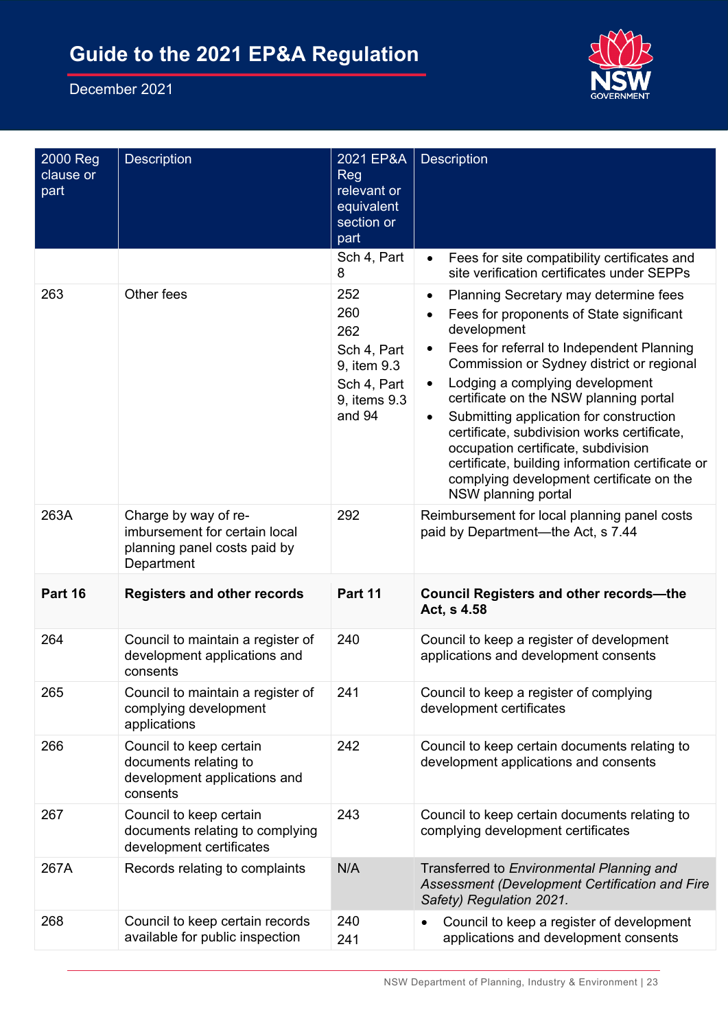| 2000 Reg clause or part | Description | 2021 EP&A Reg relevant or equivalent section or part | Description |
|---|---|---|---|
| | | Sch 4, Part 8 | • Fees for site compatibility certificates and site verification certificates under SEPPs |
| 263 | Other fees | 252<br>260<br>262<br>Sch 4, Part 9, item 9.3<br>Sch 4, Part 9, items 9.3 and 94 | • Planning Secretary may determine fees<br>• Fees for proponents of State significant development<br>• Fees for referral to Independent Planning Commission or Sydney district or regional<br>• Lodging a complying development certificate on the NSW planning portal<br>• Submitting application for construction certificate, subdivision works certificate, occupation certificate, subdivision certificate, building information certificate or complying development certificate on the NSW planning portal |
| 263A | Charge by way of re-imbursement for certain local planning panel costs paid by Department | 292 | Reimbursement for local planning panel costs paid by Department—the Act, s 7.44 |
| **Part 16** | **Registers and other records** | **Part 11** | **Council Registers and other records—the Act, s 4.58** |
| 264 | Council to maintain a register of development applications and consents | 240 | Council to keep a register of development applications and development consents |
| 265 | Council to maintain a register of complying development applications | 241 | Council to keep a register of complying development certificates |
| 266 | Council to keep certain documents relating to development applications and consents | 242 | Council to keep certain documents relating to development applications and consents |
| 267 | Council to keep certain documents relating to complying development certificates | 243 | Council to keep certain documents relating to complying development certificates |
| 267A | Records relating to complaints | N/A | Transferred to *Environmental Planning and Assessment (Development Certification and Fire Safety) Regulation 2021.* |
| 268 | Council to keep certain records available for public inspection | 240<br>241 | • Council to keep a register of development applications and development consents |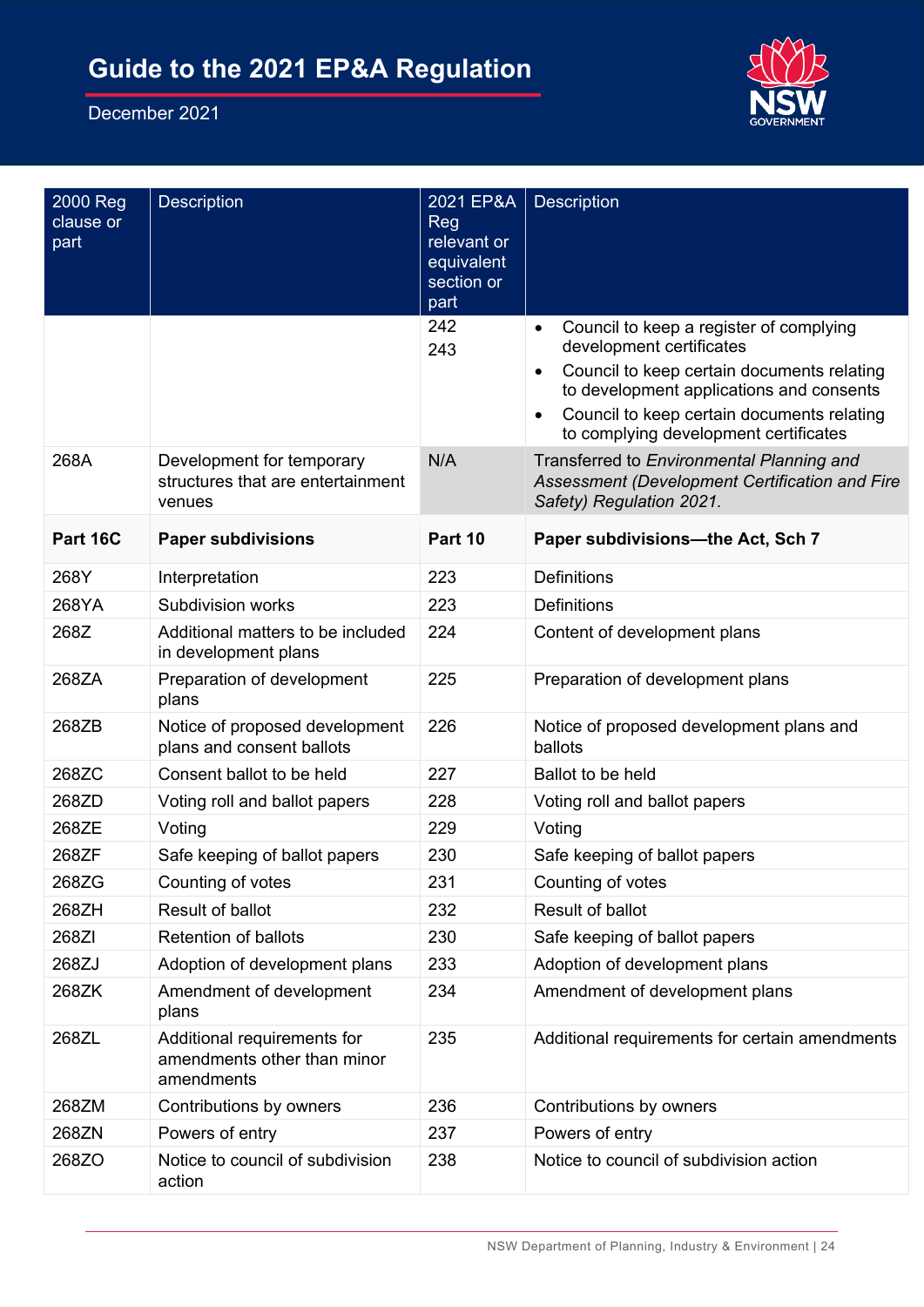| 2000 Reg clause or part | Description | 2021 EP&A Reg relevant or equivalent section or part | Description |
|---|---|---|---|
| | | 242<br>243 | • Council to keep a register of complying development certificates<br>• Council to keep certain documents relating to development applications and consents<br>• Council to keep certain documents relating to complying development certificates |
| 268A | Development for temporary structures that are entertainment venues | N/A | Transferred to *Environmental Planning and Assessment (Development Certification and Fire Safety) Regulation 2021.* |
| **Part 16C** | **Paper subdivisions** | **Part 10** | **Paper subdivisions—the Act, Sch 7** |
| 268Y | Interpretation | 223 | Definitions |
| 268YA | Subdivision works | 223 | Definitions |
| 268Z | Additional matters to be included in development plans | 224 | Content of development plans |
| 268ZA | Preparation of development plans | 225 | Preparation of development plans |
| 268ZB | Notice of proposed development plans and consent ballots | 226 | Notice of proposed development plans and ballots |
| 268ZC | Consent ballot to be held | 227 | Ballot to be held |
| 268ZD | Voting roll and ballot papers | 228 | Voting roll and ballot papers |
| 268ZE | Voting | 229 | Voting |
| 268ZF | Safe keeping of ballot papers | 230 | Safe keeping of ballot papers |
| 268ZG | Counting of votes | 231 | Counting of votes |
| 268ZH | Result of ballot | 232 | Result of ballot |
| 268ZI | Retention of ballots | 230 | Safe keeping of ballot papers |
| 268ZJ | Adoption of development plans | 233 | Adoption of development plans |
| 268ZK | Amendment of development plans | 234 | Amendment of development plans |
| 268ZL | Additional requirements for amendments other than minor amendments | 235 | Additional requirements for certain amendments |
| 268ZM | Contributions by owners | 236 | Contributions by owners |
| 268ZN | Powers of entry | 237 | Powers of entry |
| 268ZO | Notice to council of subdivision action | 238 | Notice to council of subdivision action |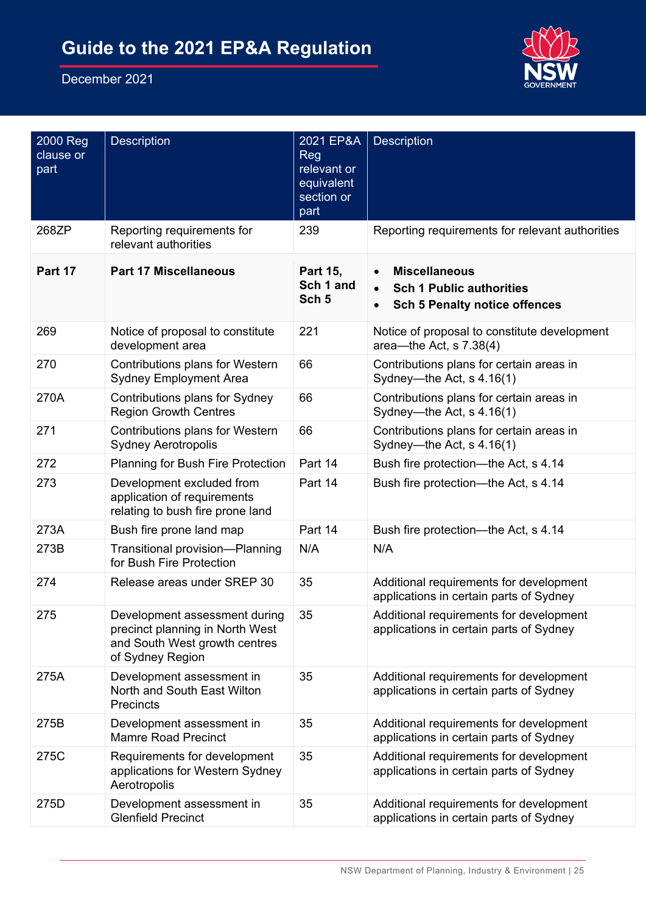| 2000 Reg clause or part | Description | 2021 EP&A Reg relevant or equivalent section or part | Description |
|---|---|---|---|
| 268ZP | Reporting requirements for relevant authorities | 239 | Reporting requirements for relevant authorities |
| **Part 17** | **Part 17 Miscellaneous** | **Part 15, Sch 1 and Sch 5** | • **Miscellaneous** <br> • **Sch 1 Public authorities** <br> • **Sch 5 Penalty notice offences** |
| 269 | Notice of proposal to constitute development area | 221 | Notice of proposal to constitute development area—the Act, s 7.38(4) |
| 270 | Contributions plans for Western Sydney Employment Area | 66 | Contributions plans for certain areas in Sydney—the Act, s 4.16(1) |
| 270A | Contributions plans for Sydney Region Growth Centres | 66 | Contributions plans for certain areas in Sydney—the Act, s 4.16(1) |
| 271 | Contributions plans for Western Sydney Aerotropolis | 66 | Contributions plans for certain areas in Sydney—the Act, s 4.16(1) |
| 272 | Planning for Bush Fire Protection | Part 14 | Bush fire protection—the Act, s 4.14 |
| 273 | Development excluded from application of requirements relating to bush fire prone land | Part 14 | Bush fire protection—the Act, s 4.14 |
| 273A | Bush fire prone land map | Part 14 | Bush fire protection—the Act, s 4.14 |
| 273B | Transitional provision—Planning for Bush Fire Protection | N/A | N/A |
| 274 | Release areas under SREP 30 | 35 | Additional requirements for development applications in certain parts of Sydney |
| 275 | Development assessment during precinct planning in North West and South West growth centres of Sydney Region | 35 | Additional requirements for development applications in certain parts of Sydney |
| 275A | Development assessment in North and South East Wilton Precincts | 35 | Additional requirements for development applications in certain parts of Sydney |
| 275B | Development assessment in Mamre Road Precinct | 35 | Additional requirements for development applications in certain parts of Sydney |
| 275C | Requirements for development applications for Western Sydney Aerotropolis | 35 | Additional requirements for development applications in certain parts of Sydney |
| 275D | Development assessment in Glenfield Precinct | 35 | Additional requirements for development applications in certain parts of Sydney |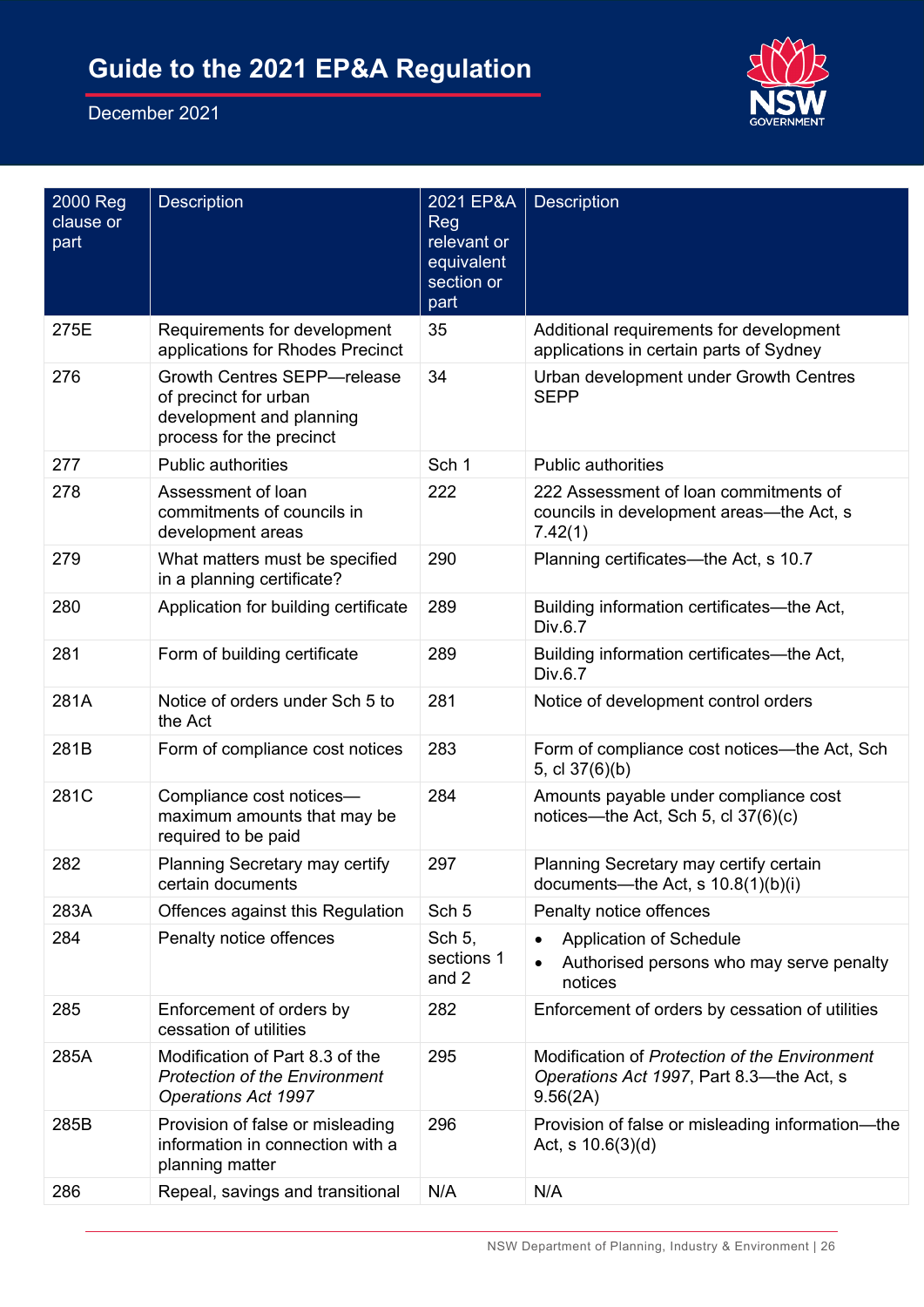| 2000 Reg clause or part | Description | 2021 EP&A Reg relevant or equivalent section or part | Description |
|---|---|---|---|
| 275E | Requirements for development applications for Rhodes Precinct | 35 | Additional requirements for development applications in certain parts of Sydney |
| 276 | Growth Centres SEPP—release of precinct for urban development and planning process for the precinct | 34 | Urban development under Growth Centres SEPP |
| 277 | Public authorities | Sch 1 | Public authorities |
| 278 | Assessment of loan commitments of councils in development areas | 222 | 222 Assessment of loan commitments of councils in development areas—the Act, s 7.42(1) |
| 279 | What matters must be specified in a planning certificate? | 290 | Planning certificates—the Act, s 10.7 |
| 280 | Application for building certificate | 289 | Building information certificates—the Act, Div.6.7 |
| 281 | Form of building certificate | 289 | Building information certificates—the Act, Div.6.7 |
| 281A | Notice of orders under Sch 5 to the Act | 281 | Notice of development control orders |
| 281B | Form of compliance cost notices | 283 | Form of compliance cost notices—the Act, Sch 5, cl 37(6)(b) |
| 281C | Compliance cost notices—maximum amounts that may be required to be paid | 284 | Amounts payable under compliance cost notices—the Act, Sch 5, cl 37(6)(c) |
| 282 | Planning Secretary may certify certain documents | 297 | Planning Secretary may certify certain documents—the Act, s 10.8(1)(b)(i) |
| 283A | Offences against this Regulation | Sch 5 | Penalty notice offences |
| 284 | Penalty notice offences | Sch 5, sections 1 and 2 | • Application of Schedule<br>• Authorised persons who may serve penalty notices |
| 285 | Enforcement of orders by cessation of utilities | 282 | Enforcement of orders by cessation of utilities |
| 285A | Modification of Part 8.3 of the *Protection of the Environment Operations Act 1997* | 295 | Modification of *Protection of the Environment Operations Act 1997*, Part 8.3—the Act, s 9.56(2A) |
| 285B | Provision of false or misleading information in connection with a planning matter | 296 | Provision of false or misleading information—the Act, s 10.6(3)(d) |
| 286 | Repeal, savings and transitional | N/A | N/A |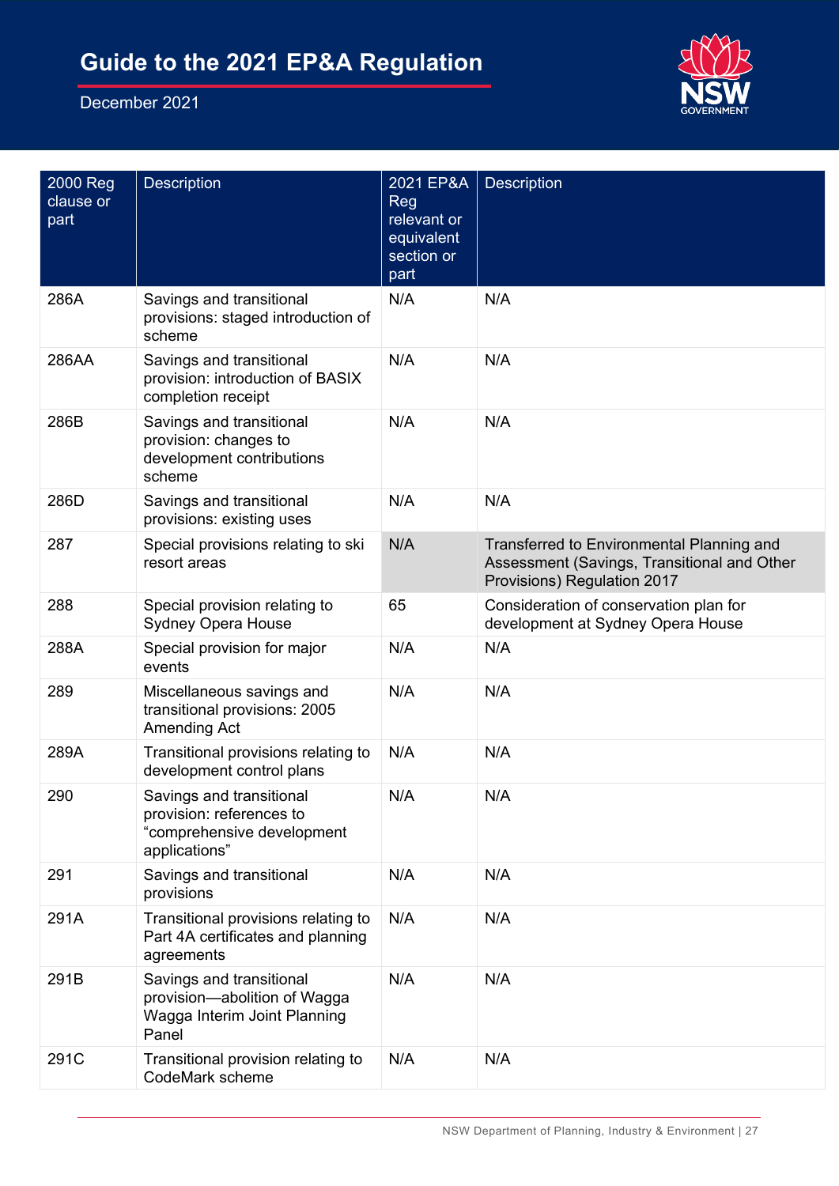| 2000 Reg clause or part | Description | 2021 EP&A Reg relevant or equivalent section or part | Description |
|---|---|---|---|
| 286A | Savings and transitional provisions: staged introduction of scheme | N/A | N/A |
| 286AA | Savings and transitional provision: introduction of BASIX completion receipt | N/A | N/A |
| 286B | Savings and transitional provision: changes to development contributions scheme | N/A | N/A |
| 286D | Savings and transitional provisions: existing uses | N/A | N/A |
| 287 | Special provisions relating to ski resort areas | N/A | Transferred to Environmental Planning and Assessment (Savings, Transitional and Other Provisions) Regulation 2017 |
| 288 | Special provision relating to Sydney Opera House | 65 | Consideration of conservation plan for development at Sydney Opera House |
| 288A | Special provision for major events | N/A | N/A |
| 289 | Miscellaneous savings and transitional provisions: 2005 Amending Act | N/A | N/A |
| 289A | Transitional provisions relating to development control plans | N/A | N/A |
| 290 | Savings and transitional provision: references to "comprehensive development applications" | N/A | N/A |
| 291 | Savings and transitional provisions | N/A | N/A |
| 291A | Transitional provisions relating to Part 4A certificates and planning agreements | N/A | N/A |
| 291B | Savings and transitional provision—abolition of Wagga Wagga Interim Joint Planning Panel | N/A | N/A |
| 291C | Transitional provision relating to CodeMark scheme | N/A | N/A |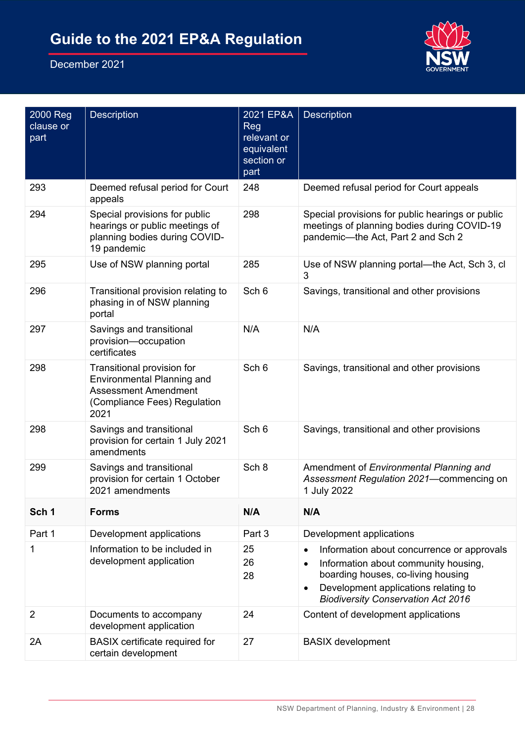| 2000 Reg clause or part | Description | 2021 EP&A Reg relevant or equivalent section or part | Description |
|---|---|---|---|
| 293 | Deemed refusal period for Court appeals | 248 | Deemed refusal period for Court appeals |
| 294 | Special provisions for public hearings or public meetings of planning bodies during COVID-19 pandemic | 298 | Special provisions for public hearings or public meetings of planning bodies during COVID-19 pandemic—the Act, Part 2 and Sch 2 |
| 295 | Use of NSW planning portal | 285 | Use of NSW planning portal—the Act, Sch 3, cl 3 |
| 296 | Transitional provision relating to phasing in of NSW planning portal | Sch 6 | Savings, transitional and other provisions |
| 297 | Savings and transitional provision—occupation certificates | N/A | N/A |
| 298 | Transitional provision for Environmental Planning and Assessment Amendment (Compliance Fees) Regulation 2021 | Sch 6 | Savings, transitional and other provisions |
| 298 | Savings and transitional provision for certain 1 July 2021 amendments | Sch 6 | Savings, transitional and other provisions |
| 299 | Savings and transitional provision for certain 1 October 2021 amendments | Sch 8 | Amendment of *Environmental Planning and Assessment Regulation 2021*—commencing on 1 July 2022 |
| **Sch 1** | **Forms** | **N/A** | **N/A** |
| Part 1 | Development applications | Part 3 | Development applications |
| 1 | Information to be included in development application | 25<br>26<br>28 | • Information about concurrence or approvals<br>• Information about community housing, boarding houses, co-living housing<br>• Development applications relating to *Biodiversity Conservation Act 2016* |
| 2 | Documents to accompany development application | 24 | Content of development applications |
| 2A | BASIX certificate required for certain development | 27 | BASIX development |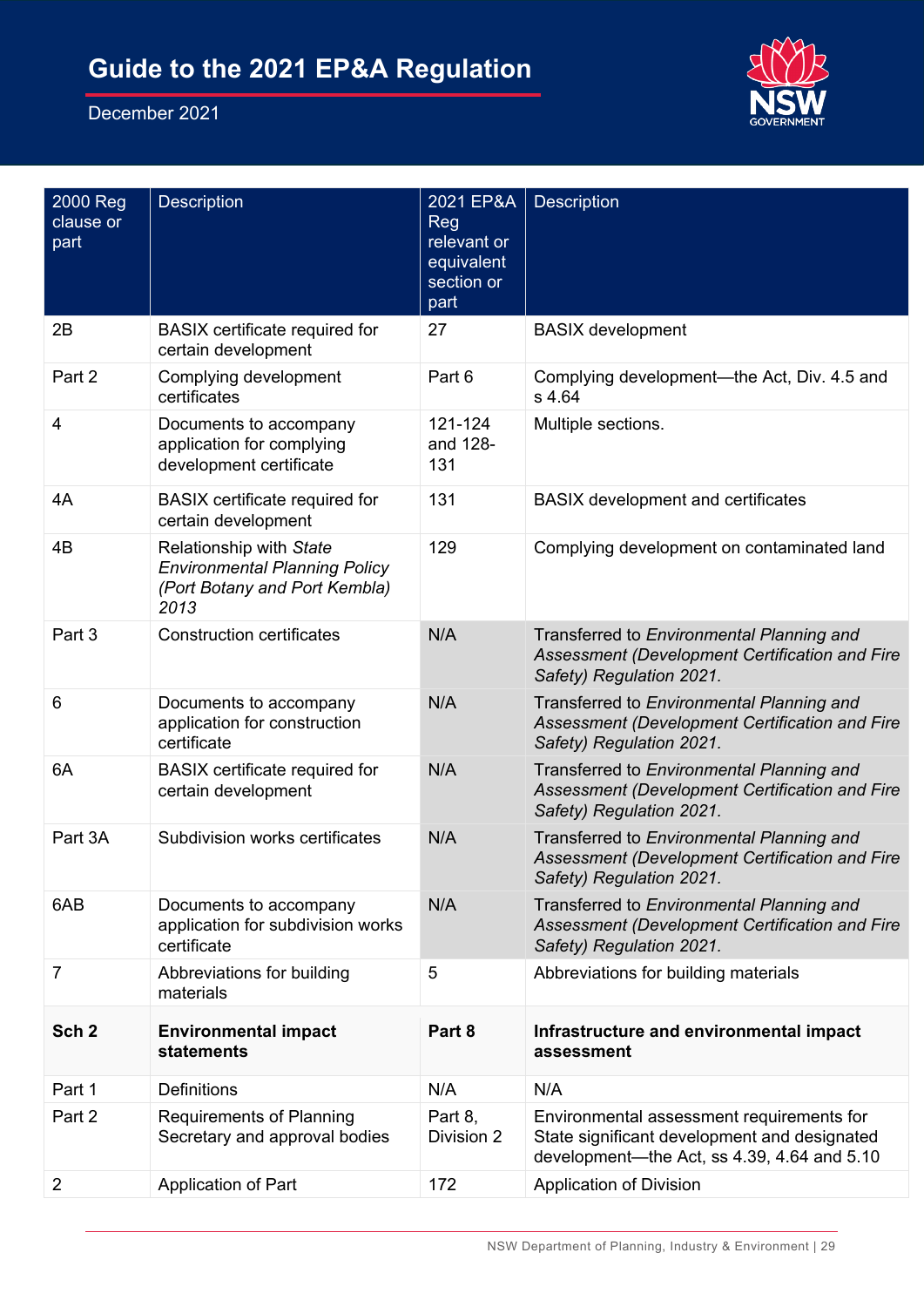| 2000 Reg clause or part | Description | 2021 EP&A Reg relevant or equivalent section or part | Description |
|---|---|---|---|
| 2B | BASIX certificate required for certain development | 27 | BASIX development |
| Part 2 | Complying development certificates | Part 6 | Complying development—the Act, Div. 4.5 and s 4.64 |
| 4 | Documents to accompany application for complying development certificate | 121-124 and 128-131 | Multiple sections. |
| 4A | BASIX certificate required for certain development | 131 | BASIX development and certificates |
| 4B | Relationship with *State Environmental Planning Policy (Port Botany and Port Kembla) 2013* | 129 | Complying development on contaminated land |
| Part 3 | Construction certificates | N/A | Transferred to *Environmental Planning and Assessment (Development Certification and Fire Safety) Regulation 2021.* |
| 6 | Documents to accompany application for construction certificate | N/A | Transferred to *Environmental Planning and Assessment (Development Certification and Fire Safety) Regulation 2021.* |
| 6A | BASIX certificate required for certain development | N/A | Transferred to *Environmental Planning and Assessment (Development Certification and Fire Safety) Regulation 2021.* |
| Part 3A | Subdivision works certificates | N/A | Transferred to *Environmental Planning and Assessment (Development Certification and Fire Safety) Regulation 2021.* |
| 6AB | Documents to accompany application for subdivision works certificate | N/A | Transferred to *Environmental Planning and Assessment (Development Certification and Fire Safety) Regulation 2021.* |
| 7 | Abbreviations for building materials | 5 | Abbreviations for building materials |
| **Sch 2** | **Environmental impact statements** | **Part 8** | **Infrastructure and environmental impact assessment** |
| Part 1 | Definitions | N/A | N/A |
| Part 2 | Requirements of Planning Secretary and approval bodies | Part 8, Division 2 | Environmental assessment requirements for State significant development and designated development—the Act, ss 4.39, 4.64 and 5.10 |
| 2 | Application of Part | 172 | Application of Division |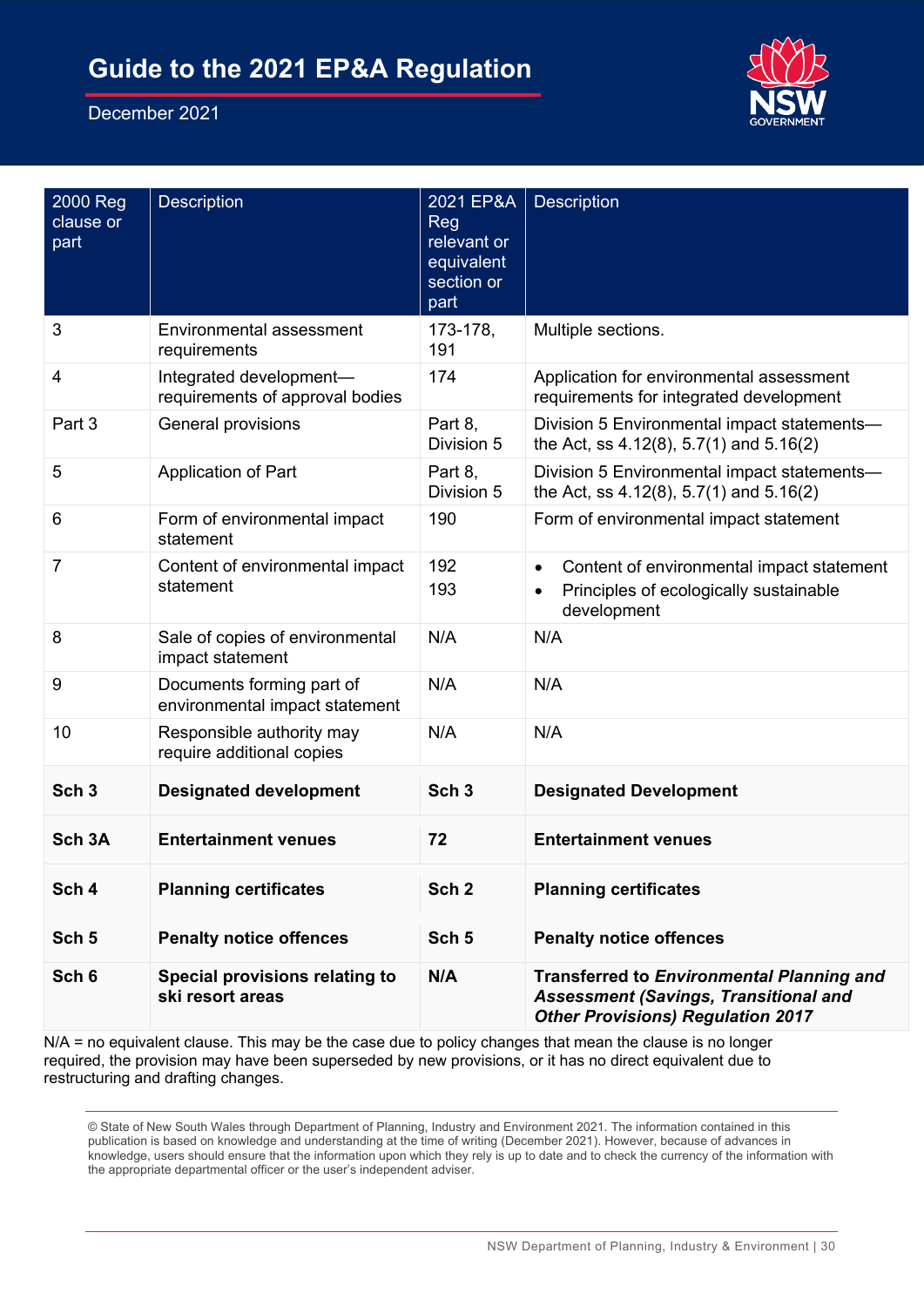| 2000 Reg clause or part | Description | 2021 EP&A Reg relevant or equivalent section or part | Description |
|---|---|---|---|
| 3 | Environmental assessment requirements | 173-178, 191 | Multiple sections. |
| 4 | Integrated development—requirements of approval bodies | 174 | Application for environmental assessment requirements for integrated development |
| Part 3 | General provisions | Part 8, Division 5 | Division 5 Environmental impact statements—the Act, ss 4.12(8), 5.7(1) and 5.16(2) |
| 5 | Application of Part | Part 8, Division 5 | Division 5 Environmental impact statements—the Act, ss 4.12(8), 5.7(1) and 5.16(2) |
| 6 | Form of environmental impact statement | 190 | Form of environmental impact statement |
| 7 | Content of environmental impact statement | 192<br>193 | • Content of environmental impact statement<br>• Principles of ecologically sustainable development |
| 8 | Sale of copies of environmental impact statement | N/A | N/A |
| 9 | Documents forming part of environmental impact statement | N/A | N/A |
| 10 | Responsible authority may require additional copies | N/A | N/A |
| **Sch 3** | **Designated development** | **Sch 3** | **Designated Development** |
| **Sch 3A** | **Entertainment venues** | **72** | **Entertainment venues** |
| **Sch 4** | **Planning certificates** | **Sch 2** | **Planning certificates** |
| **Sch 5** | **Penalty notice offences** | **Sch 5** | **Penalty notice offences** |
| **Sch 6** | **Special provisions relating to ski resort areas** | **N/A** | **Transferred to *Environmental Planning and Assessment (Savings, Transitional and Other Provisions) Regulation 2017*** |

N/A = no equivalent clause. This may be the case due to policy changes that mean the clause is no longer required, the provision may have been superseded by new provisions, or it has no direct equivalent due to restructuring and drafting changes.

© State of New South Wales through Department of Planning, Industry and Environment 2021. The information contained in this publication is based on knowledge and understanding at the time of writing (December 2021). However, because of advances in knowledge, users should ensure that the information upon which they rely is up to date and to check the currency of the information with the appropriate departmental officer or the user's independent adviser.